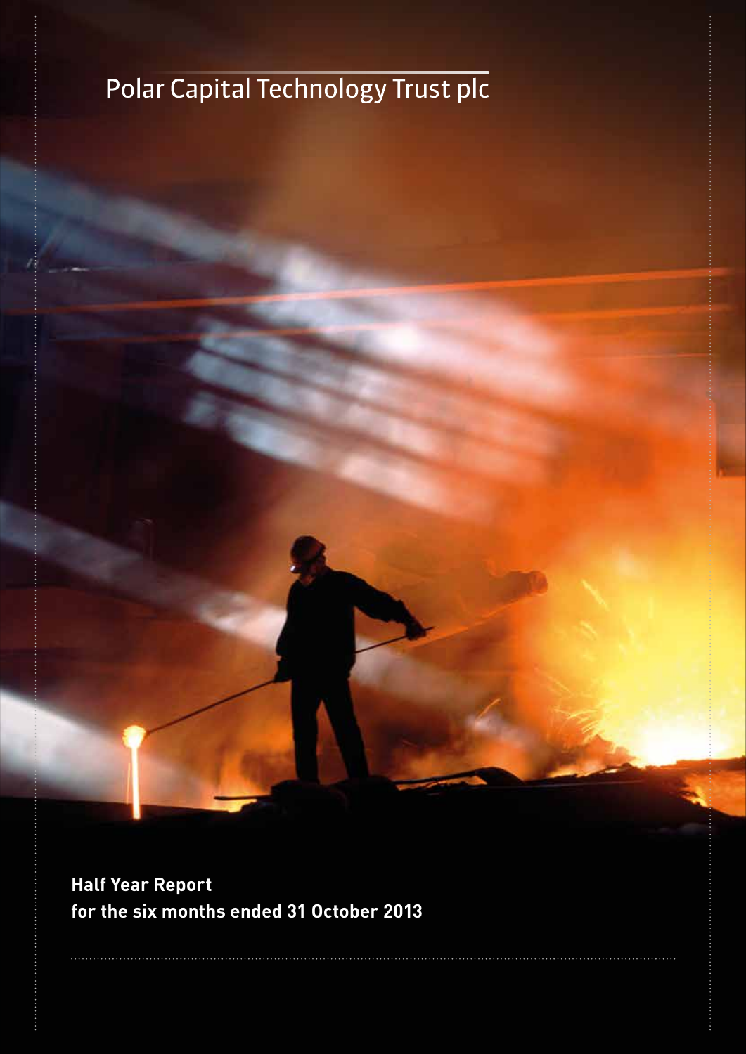# Polar Capital Technology Trust plc

**Half Year Report**
**for the six months ended 31 October 2013**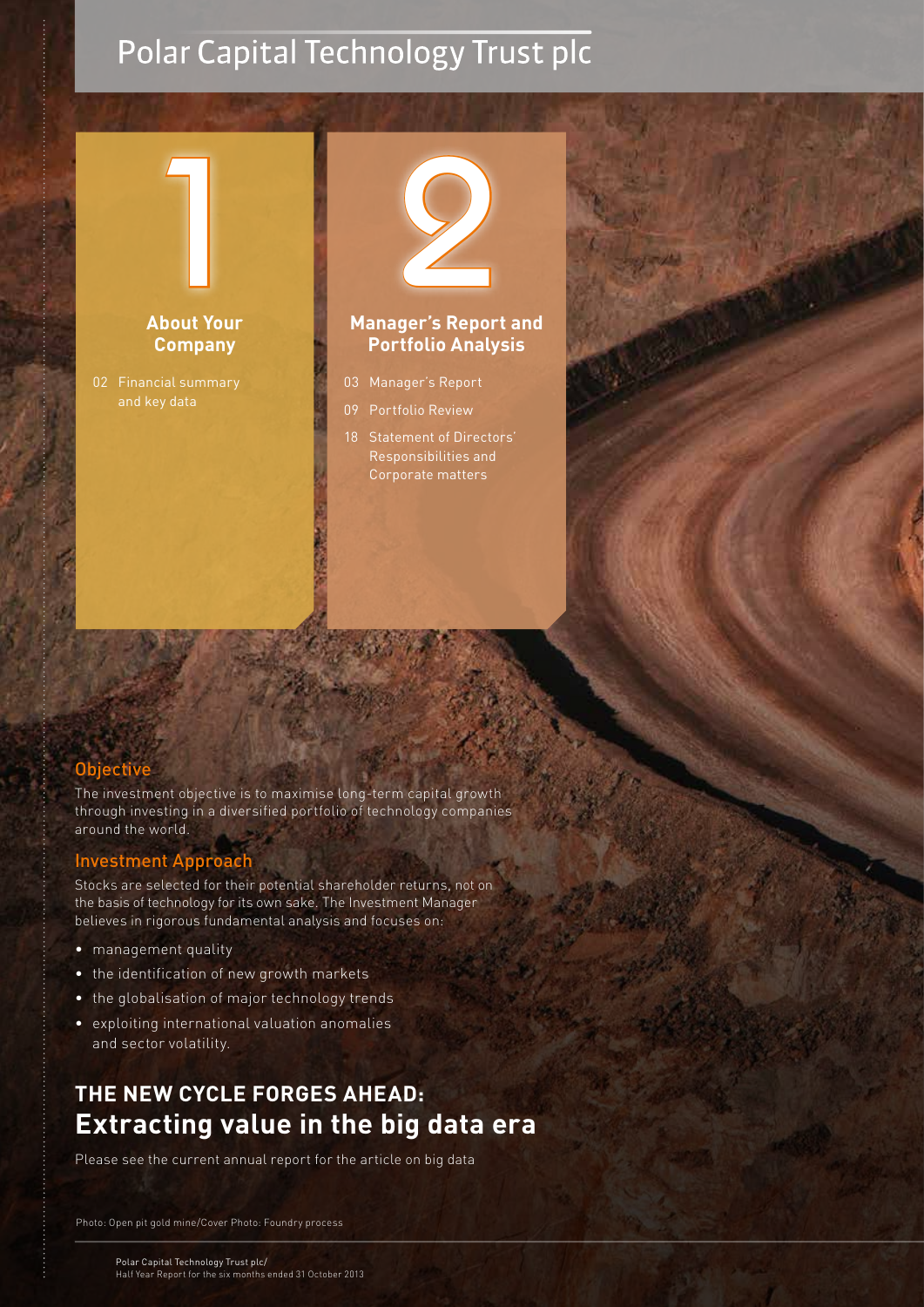# Polar Capital Technology Trust plc

## 1

### About Your Company

02 Financial summary and key data

## 2

### Manager's Report and Portfolio Analysis

03 Manager's Report

09 Portfolio Review

18 Statement of Directors' Responsibilities and Corporate matters

### Objective

The investment objective is to maximise long-term capital growth through investing in a diversified portfolio of technology companies around the world.

### Investment Approach

Stocks are selected for their potential shareholder returns, not on the basis of technology for its own sake. The Investment Manager believes in rigorous fundamental analysis and focuses on:

- management quality
- the identification of new growth markets
- the globalisation of major technology trends
- exploiting international valuation anomalies and sector volatility.

## THE NEW CYCLE FORGES AHEAD: Extracting value in the big data era

Please see the current annual report for the article on big data

Photo: Open pit gold mine/Cover Photo: Foundry process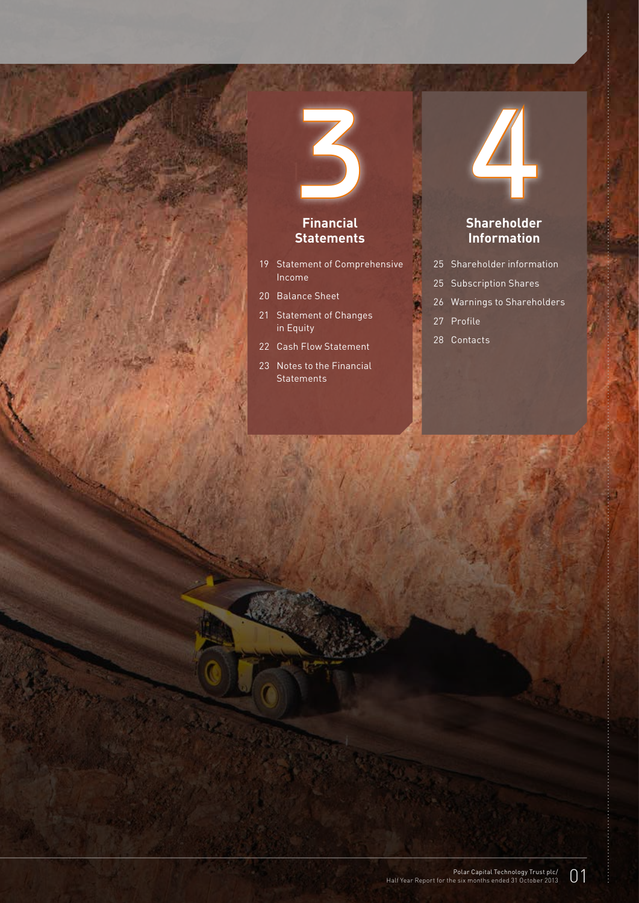# 3

## Financial Statements

- 19 Statement of Comprehensive Income
- 20 Balance Sheet
- 21 Statement of Changes in Equity
- 22 Cash Flow Statement
- 23 Notes to the Financial Statements

# 4

## Shareholder Information

- 25 Shareholder information
- 25 Subscription Shares
- 26 Warnings to Shareholders
- 27 Profile
- 28 Contacts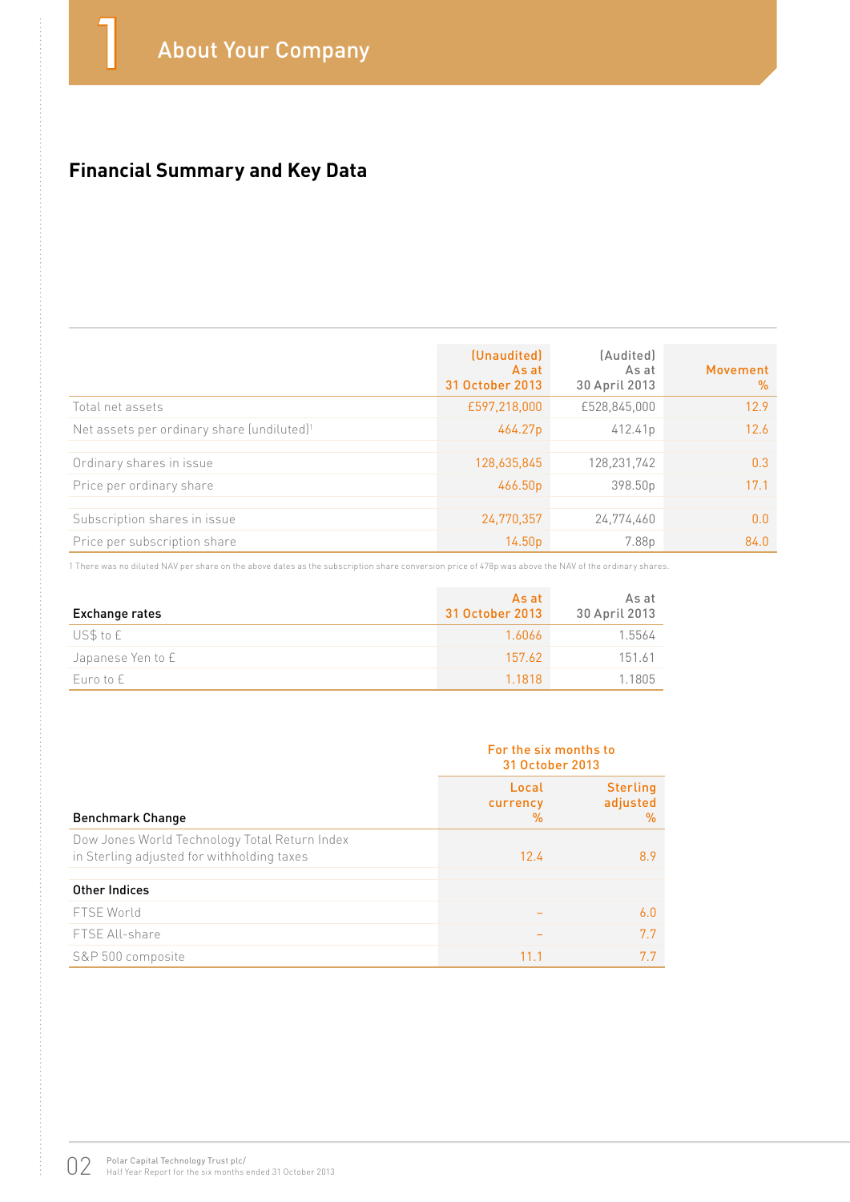# 1 About Your Company

## Financial Summary and Key Data

| | (Unaudited) As at 31 October 2013 | (Audited) As at 30 April 2013 | Movement % |
|---|---|---|---|
| Total net assets | £597,218,000 | £528,845,000 | 12.9 |
| Net assets per ordinary share (undiluted)[1] | 464.27p | 412.41p | 12.6 |
| | | | |
| Ordinary shares in issue | 128,635,845 | 128,231,742 | 0.3 |
| Price per ordinary share | 466.50p | 398.50p | 17.1 |
| | | | |
| Subscription shares in issue | 24,770,357 | 24,774,460 | 0.0 |
| Price per subscription share | 14.50p | 7.88p | 84.0 |

1 There was no diluted NAV per share on the above dates as the subscription share conversion price of 478p was above the NAV of the ordinary shares.

| Exchange rates | As at 31 October 2013 | As at 30 April 2013 |
|---|---|---|
| US$ to £ | 1.6066 | 1.5564 |
| Japanese Yen to £ | 157.62 | 151.61 |
| Euro to £ | 1.1818 | 1.1805 |

| | For the six months to 31 October 2013 | |
|---|---|---|
| **Benchmark Change** | Local currency % | Sterling adjusted % |
| Dow Jones World Technology Total Return Index in Sterling adjusted for withholding taxes | 12.4 | 8.9 |
| | | |
| **Other Indices** | | |
| FTSE World | – | 6.0 |
| FTSE All-share | – | 7.7 |
| S&P 500 composite | 11.1 | 7.7 |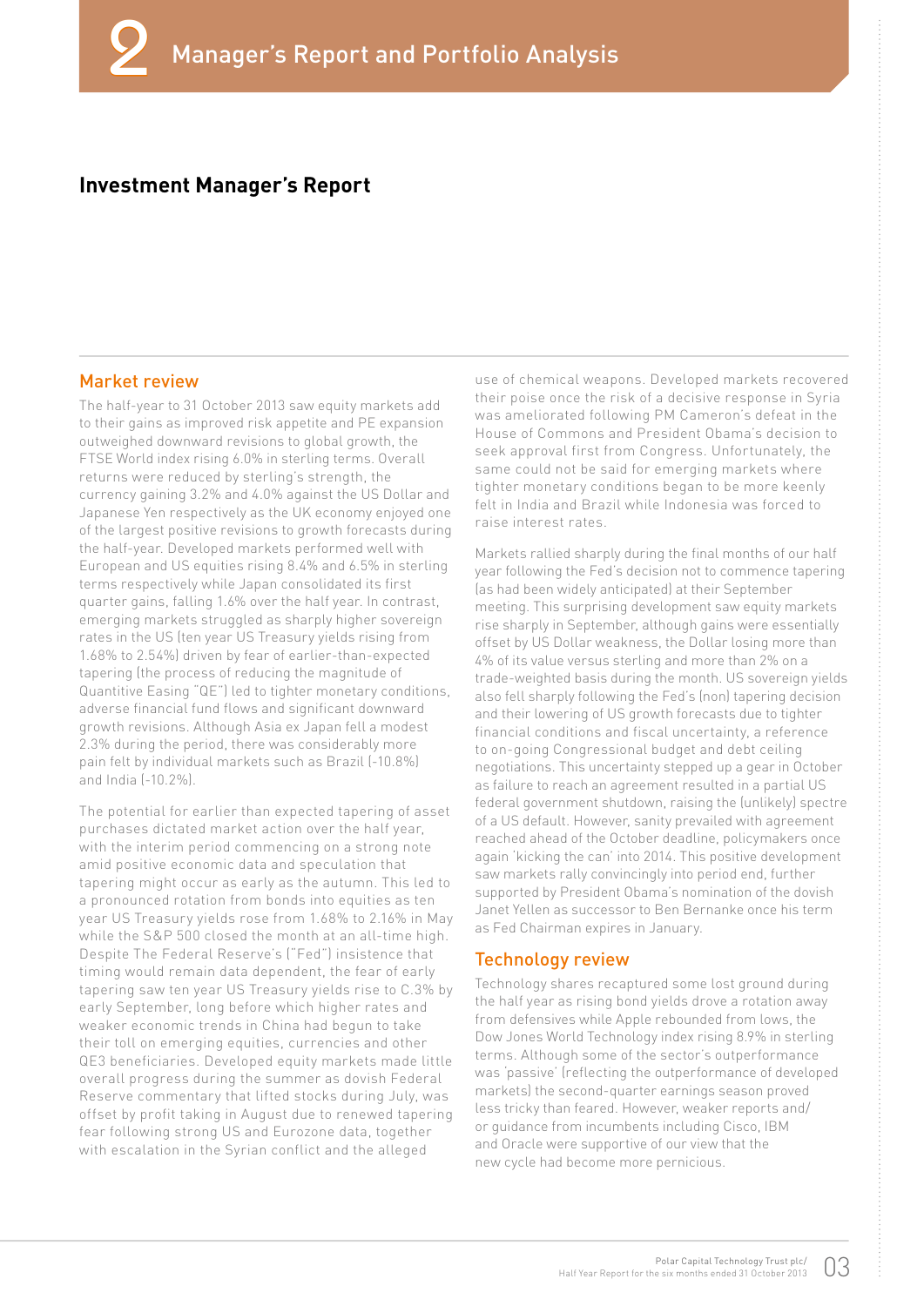# 2 Manager's Report and Portfolio Analysis

## Investment Manager's Report

### Market review

The half-year to 31 October 2013 saw equity markets add to their gains as improved risk appetite and PE expansion outweighed downward revisions to global growth, the FTSE World index rising 6.0% in sterling terms. Overall returns were reduced by sterling's strength, the currency gaining 3.2% and 4.0% against the US Dollar and Japanese Yen respectively as the UK economy enjoyed one of the largest positive revisions to growth forecasts during the half-year. Developed markets performed well with European and US equities rising 8.4% and 6.5% in sterling terms respectively while Japan consolidated its first quarter gains, falling 1.6% over the half year. In contrast, emerging markets struggled as sharply higher sovereign rates in the US (ten year US Treasury yields rising from 1.68% to 2.54%) driven by fear of earlier-than-expected tapering (the process of reducing the magnitude of Quantitive Easing "QE") led to tighter monetary conditions, adverse financial fund flows and significant downward growth revisions. Although Asia ex Japan fell a modest 2.3% during the period, there was considerably more pain felt by individual markets such as Brazil (-10.8%) and India (-10.2%).

The potential for earlier than expected tapering of asset purchases dictated market action over the half year, with the interim period commencing on a strong note amid positive economic data and speculation that tapering might occur as early as the autumn. This led to a pronounced rotation from bonds into equities as ten year US Treasury yields rose from 1.68% to 2.16% in May while the S&P 500 closed the month at an all-time high. Despite The Federal Reserve's ("Fed") insistence that timing would remain data dependent, the fear of early tapering saw ten year US Treasury yields rise to C.3% by early September, long before which higher rates and weaker economic trends in China had begun to take their toll on emerging equities, currencies and other QE3 beneficiaries. Developed equity markets made little overall progress during the summer as dovish Federal Reserve commentary that lifted stocks during July, was offset by profit taking in August due to renewed tapering fear following strong US and Eurozone data, together with escalation in the Syrian conflict and the alleged use of chemical weapons. Developed markets recovered their poise once the risk of a decisive response in Syria was ameliorated following PM Cameron's defeat in the House of Commons and President Obama's decision to seek approval first from Congress. Unfortunately, the same could not be said for emerging markets where tighter monetary conditions began to be more keenly felt in India and Brazil while Indonesia was forced to raise interest rates.

Markets rallied sharply during the final months of our half year following the Fed's decision not to commence tapering (as had been widely anticipated) at their September meeting. This surprising development saw equity markets rise sharply in September, although gains were essentially offset by US Dollar weakness, the Dollar losing more than 4% of its value versus sterling and more than 2% on a trade-weighted basis during the month. US sovereign yields also fell sharply following the Fed's (non) tapering decision and their lowering of US growth forecasts due to tighter financial conditions and fiscal uncertainty, a reference to on-going Congressional budget and debt ceiling negotiations. This uncertainty stepped up a gear in October as failure to reach an agreement resulted in a partial US federal government shutdown, raising the (unlikely) spectre of a US default. However, sanity prevailed with agreement reached ahead of the October deadline, policymakers once again 'kicking the can' into 2014. This positive development saw markets rally convincingly into period end, further supported by President Obama's nomination of the dovish Janet Yellen as successor to Ben Bernanke once his term as Fed Chairman expires in January.

### Technology review

Technology shares recaptured some lost ground during the half year as rising bond yields drove a rotation away from defensives while Apple rebounded from lows, the Dow Jones World Technology index rising 8.9% in sterling terms. Although some of the sector's outperformance was 'passive' (reflecting the outperformance of developed markets) the second-quarter earnings season proved less tricky than feared. However, weaker reports and/or guidance from incumbents including Cisco, IBM and Oracle were supportive of our view that the new cycle had become more pernicious.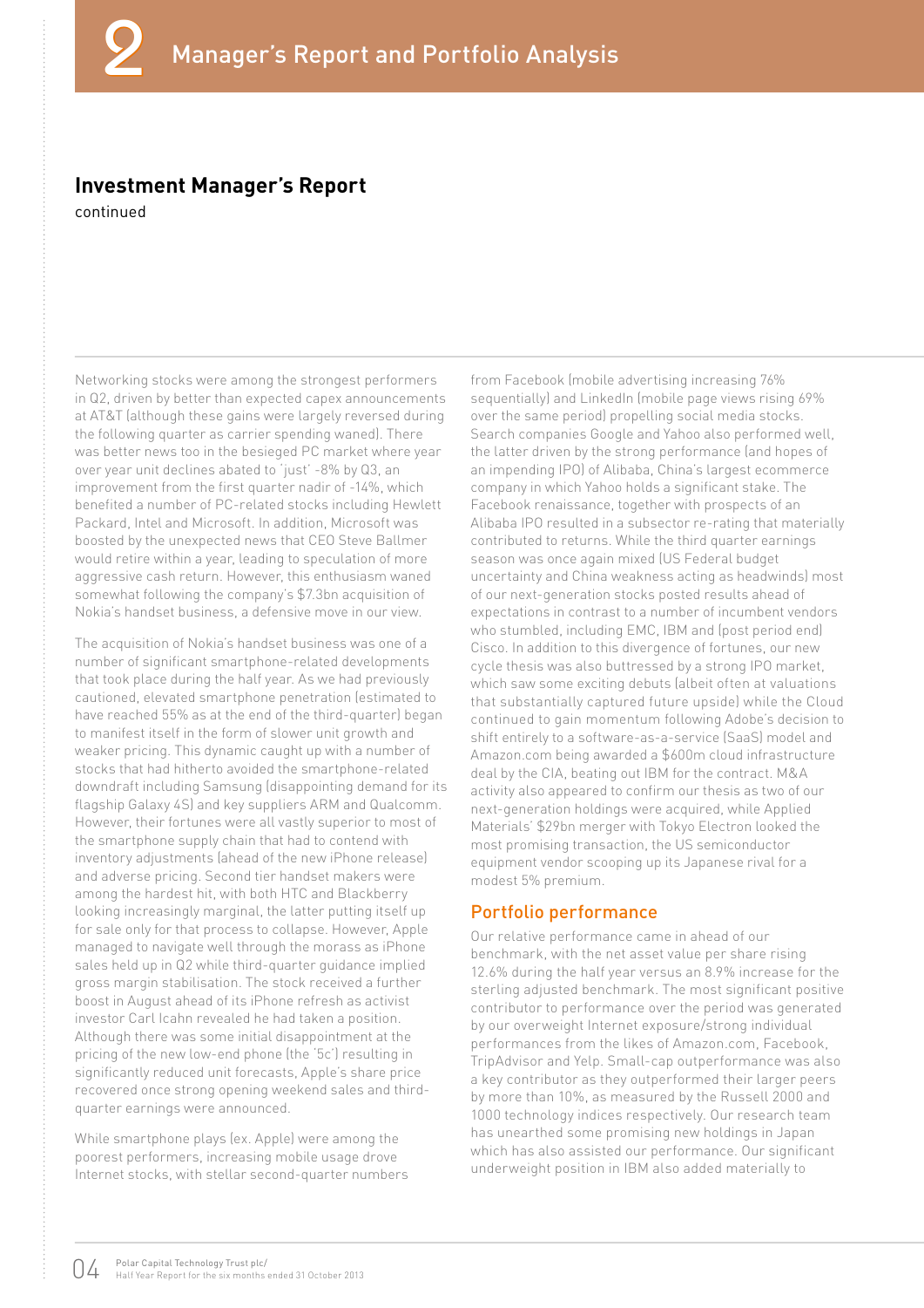## Investment Manager's Report

continued

Networking stocks were among the strongest performers in Q2, driven by better than expected capex announcements at AT&T (although these gains were largely reversed during the following quarter as carrier spending waned). There was better news too in the besieged PC market where year over year unit declines abated to 'just' -8% by Q3, an improvement from the first quarter nadir of -14%, which benefited a number of PC-related stocks including Hewlett Packard, Intel and Microsoft. In addition, Microsoft was boosted by the unexpected news that CEO Steve Ballmer would retire within a year, leading to speculation of more aggressive cash return. However, this enthusiasm waned somewhat following the company's $7.3bn acquisition of Nokia's handset business, a defensive move in our view.

The acquisition of Nokia's handset business was one of a number of significant smartphone-related developments that took place during the half year. As we had previously cautioned, elevated smartphone penetration (estimated to have reached 55% as at the end of the third-quarter) began to manifest itself in the form of slower unit growth and weaker pricing. This dynamic caught up with a number of stocks that had hitherto avoided the smartphone-related downdraft including Samsung (disappointing demand for its flagship Galaxy 4S) and key suppliers ARM and Qualcomm. However, their fortunes were all vastly superior to most of the smartphone supply chain that had to contend with inventory adjustments (ahead of the new iPhone release) and adverse pricing. Second tier handset makers were among the hardest hit, with both HTC and Blackberry looking increasingly marginal, the latter putting itself up for sale only for that process to collapse. However, Apple managed to navigate well through the morass as iPhone sales held up in Q2 while third-quarter guidance implied gross margin stabilisation. The stock received a further boost in August ahead of its iPhone refresh as activist investor Carl Icahn revealed he had taken a position. Although there was some initial disappointment at the pricing of the new low-end phone (the '5c') resulting in significantly reduced unit forecasts, Apple's share price recovered once strong opening weekend sales and third-quarter earnings were announced.

While smartphone plays (ex. Apple) were among the poorest performers, increasing mobile usage drove Internet stocks, with stellar second-quarter numbers from Facebook (mobile advertising increasing 76% sequentially) and LinkedIn (mobile page views rising 69% over the same period) propelling social media stocks. Search companies Google and Yahoo also performed well, the latter driven by the strong performance (and hopes of an impending IPO) of Alibaba, China's largest ecommerce company in which Yahoo holds a significant stake. The Facebook renaissance, together with prospects of an Alibaba IPO resulted in a subsector re-rating that materially contributed to returns. While the third quarter earnings season was once again mixed (US Federal budget uncertainty and China weakness acting as headwinds) most of our next-generation stocks posted results ahead of expectations in contrast to a number of incumbent vendors who stumbled, including EMC, IBM and (post period end) Cisco. In addition to this divergence of fortunes, our new cycle thesis was also buttressed by a strong IPO market, which saw some exciting debuts (albeit often at valuations that substantially captured future upside) while the Cloud continued to gain momentum following Adobe's decision to shift entirely to a software-as-a-service (SaaS) model and Amazon.com being awarded a $600m cloud infrastructure deal by the CIA, beating out IBM for the contract. M&A activity also appeared to confirm our thesis as two of our next-generation holdings were acquired, while Applied Materials' $29bn merger with Tokyo Electron looked the most promising transaction, the US semiconductor equipment vendor scooping up its Japanese rival for a modest 5% premium.

### Portfolio performance

Our relative performance came in ahead of our benchmark, with the net asset value per share rising 12.6% during the half year versus an 8.9% increase for the sterling adjusted benchmark. The most significant positive contributor to performance over the period was generated by our overweight Internet exposure/strong individual performances from the likes of Amazon.com, Facebook, TripAdvisor and Yelp. Small-cap outperformance was also a key contributor as they outperformed their larger peers by more than 10%, as measured by the Russell 2000 and 1000 technology indices respectively. Our research team has unearthed some promising new holdings in Japan which has also assisted our performance. Our significant underweight position in IBM also added materially to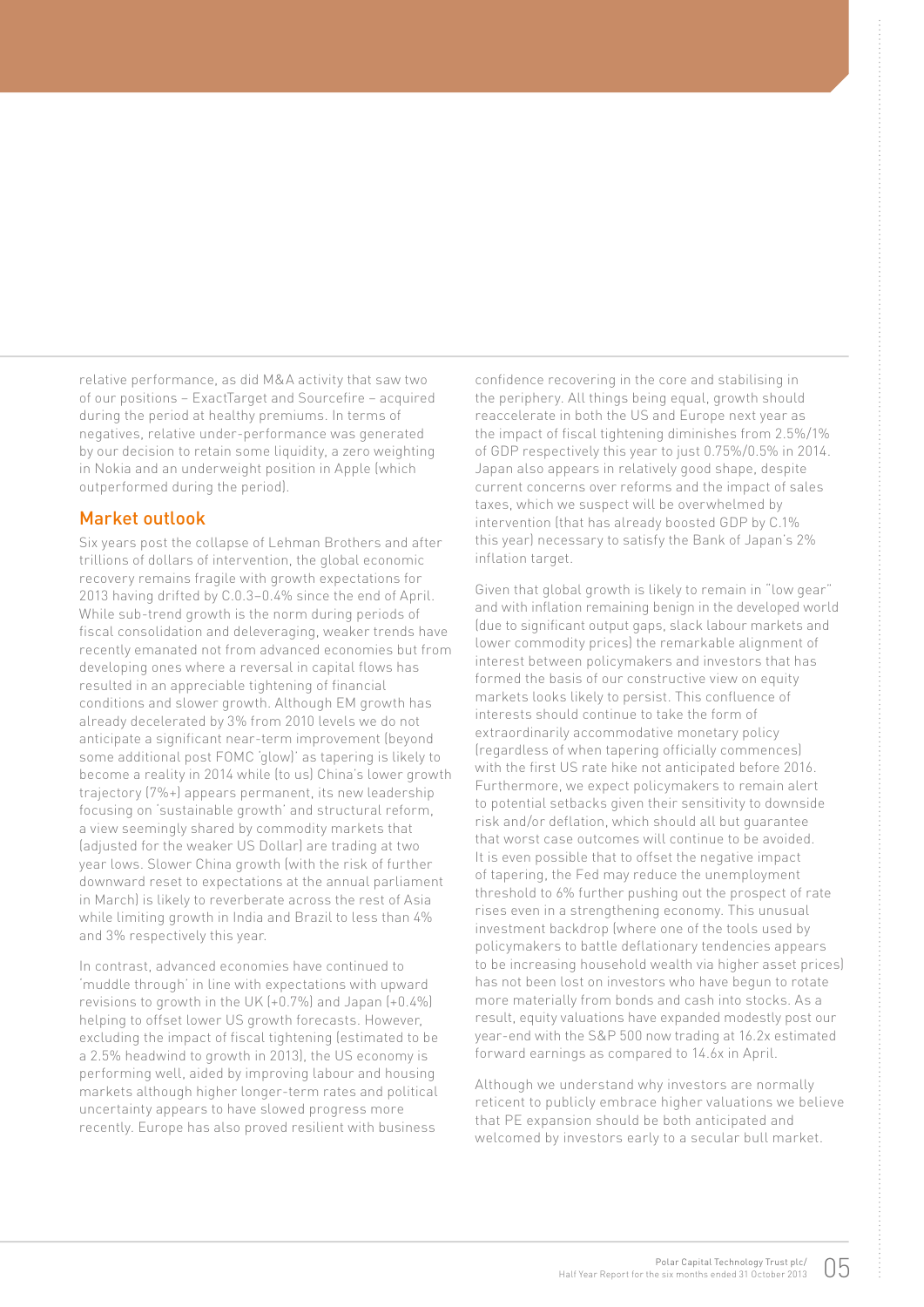relative performance, as did M&A activity that saw two of our positions – ExactTarget and Sourcefire – acquired during the period at healthy premiums. In terms of negatives, relative under-performance was generated by our decision to retain some liquidity, a zero weighting in Nokia and an underweight position in Apple (which outperformed during the period).

## Market outlook

Six years post the collapse of Lehman Brothers and after trillions of dollars of intervention, the global economic recovery remains fragile with growth expectations for 2013 having drifted by C.0.3–0.4% since the end of April. While sub-trend growth is the norm during periods of fiscal consolidation and deleveraging, weaker trends have recently emanated not from advanced economies but from developing ones where a reversal in capital flows has resulted in an appreciable tightening of financial conditions and slower growth. Although EM growth has already decelerated by 3% from 2010 levels we do not anticipate a significant near-term improvement (beyond some additional post FOMC 'glow)' as tapering is likely to become a reality in 2014 while (to us) China's lower growth trajectory (7%+) appears permanent, its new leadership focusing on 'sustainable growth' and structural reform, a view seemingly shared by commodity markets that (adjusted for the weaker US Dollar) are trading at two year lows. Slower China growth (with the risk of further downward reset to expectations at the annual parliament in March) is likely to reverberate across the rest of Asia while limiting growth in India and Brazil to less than 4% and 3% respectively this year.

In contrast, advanced economies have continued to 'muddle through' in line with expectations with upward revisions to growth in the UK (+0.7%) and Japan (+0.4%) helping to offset lower US growth forecasts. However, excluding the impact of fiscal tightening (estimated to be a 2.5% headwind to growth in 2013), the US economy is performing well, aided by improving labour and housing markets although higher longer-term rates and political uncertainty appears to have slowed progress more recently. Europe has also proved resilient with business confidence recovering in the core and stabilising in the periphery. All things being equal, growth should reaccelerate in both the US and Europe next year as the impact of fiscal tightening diminishes from 2.5%/1% of GDP respectively this year to just 0.75%/0.5% in 2014. Japan also appears in relatively good shape, despite current concerns over reforms and the impact of sales taxes, which we suspect will be overwhelmed by intervention (that has already boosted GDP by C.1% this year) necessary to satisfy the Bank of Japan's 2% inflation target.

Given that global growth is likely to remain in "low gear" and with inflation remaining benign in the developed world (due to significant output gaps, slack labour markets and lower commodity prices) the remarkable alignment of interest between policymakers and investors that has formed the basis of our constructive view on equity markets looks likely to persist. This confluence of interests should continue to take the form of extraordinarily accommodative monetary policy (regardless of when tapering officially commences) with the first US rate hike not anticipated before 2016. Furthermore, we expect policymakers to remain alert to potential setbacks given their sensitivity to downside risk and/or deflation, which should all but guarantee that worst case outcomes will continue to be avoided. It is even possible that to offset the negative impact of tapering, the Fed may reduce the unemployment threshold to 6% further pushing out the prospect of rate rises even in a strengthening economy. This unusual investment backdrop (where one of the tools used by policymakers to battle deflationary tendencies appears to be increasing household wealth via higher asset prices) has not been lost on investors who have begun to rotate more materially from bonds and cash into stocks. As a result, equity valuations have expanded modestly post our year-end with the S&P 500 now trading at 16.2x estimated forward earnings as compared to 14.6x in April.

Although we understand why investors are normally reticent to publicly embrace higher valuations we believe that PE expansion should be both anticipated and welcomed by investors early to a secular bull market.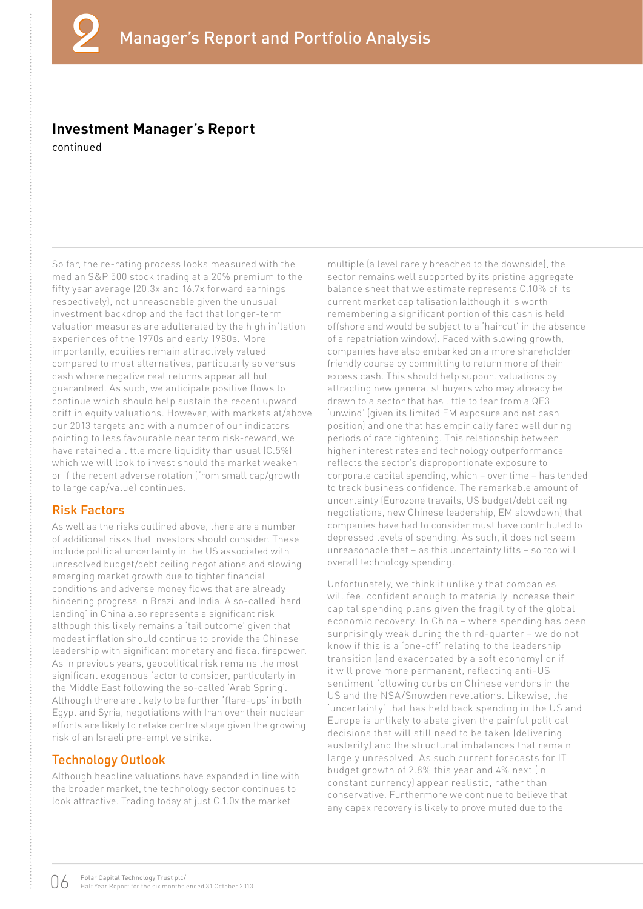## Investment Manager's Report

continued

So far, the re-rating process looks measured with the median S&P 500 stock trading at a 20% premium to the fifty year average (20.3x and 16.7x forward earnings respectively), not unreasonable given the unusual investment backdrop and the fact that longer-term valuation measures are adulterated by the high inflation experiences of the 1970s and early 1980s. More importantly, equities remain attractively valued compared to most alternatives, particularly so versus cash where negative real returns appear all but guaranteed. As such, we anticipate positive flows to continue which should help sustain the recent upward drift in equity valuations. However, with markets at/above our 2013 targets and with a number of our indicators pointing to less favourable near term risk-reward, we have retained a little more liquidity than usual (C.5%) which we will look to invest should the market weaken or if the recent adverse rotation (from small cap/growth to large cap/value) continues.

### Risk Factors

As well as the risks outlined above, there are a number of additional risks that investors should consider. These include political uncertainty in the US associated with unresolved budget/debt ceiling negotiations and slowing emerging market growth due to tighter financial conditions and adverse money flows that are already hindering progress in Brazil and India. A so-called 'hard landing' in China also represents a significant risk although this likely remains a 'tail outcome' given that modest inflation should continue to provide the Chinese leadership with significant monetary and fiscal firepower. As in previous years, geopolitical risk remains the most significant exogenous factor to consider, particularly in the Middle East following the so-called 'Arab Spring'. Although there are likely to be further 'flare-ups' in both Egypt and Syria, negotiations with Iran over their nuclear efforts are likely to retake centre stage given the growing risk of an Israeli pre-emptive strike.

### Technology Outlook

Although headline valuations have expanded in line with the broader market, the technology sector continues to look attractive. Trading today at just C.1.0x the market multiple (a level rarely breached to the downside), the sector remains well supported by its pristine aggregate balance sheet that we estimate represents C.10% of its current market capitalisation (although it is worth remembering a significant portion of this cash is held offshore and would be subject to a 'haircut' in the absence of a repatriation window). Faced with slowing growth, companies have also embarked on a more shareholder friendly course by committing to return more of their excess cash. This should help support valuations by attracting new generalist buyers who may already be drawn to a sector that has little to fear from a QE3 'unwind' (given its limited EM exposure and net cash position) and one that has empirically fared well during periods of rate tightening. This relationship between higher interest rates and technology outperformance reflects the sector's disproportionate exposure to corporate capital spending, which – over time – has tended to track business confidence. The remarkable amount of uncertainty (Eurozone travails, US budget/debt ceiling negotiations, new Chinese leadership, EM slowdown) that companies have had to consider must have contributed to depressed levels of spending. As such, it does not seem unreasonable that – as this uncertainty lifts – so too will overall technology spending.

Unfortunately, we think it unlikely that companies will feel confident enough to materially increase their capital spending plans given the fragility of the global economic recovery. In China – where spending has been surprisingly weak during the third-quarter – we do not know if this is a 'one-off' relating to the leadership transition (and exacerbated by a soft economy) or if it will prove more permanent, reflecting anti-US sentiment following curbs on Chinese vendors in the US and the NSA/Snowden revelations. Likewise, the 'uncertainty' that has held back spending in the US and Europe is unlikely to abate given the painful political decisions that will still need to be taken (delivering austerity) and the structural imbalances that remain largely unresolved. As such current forecasts for IT budget growth of 2.8% this year and 4% next (in constant currency) appear realistic, rather than conservative. Furthermore we continue to believe that any capex recovery is likely to prove muted due to the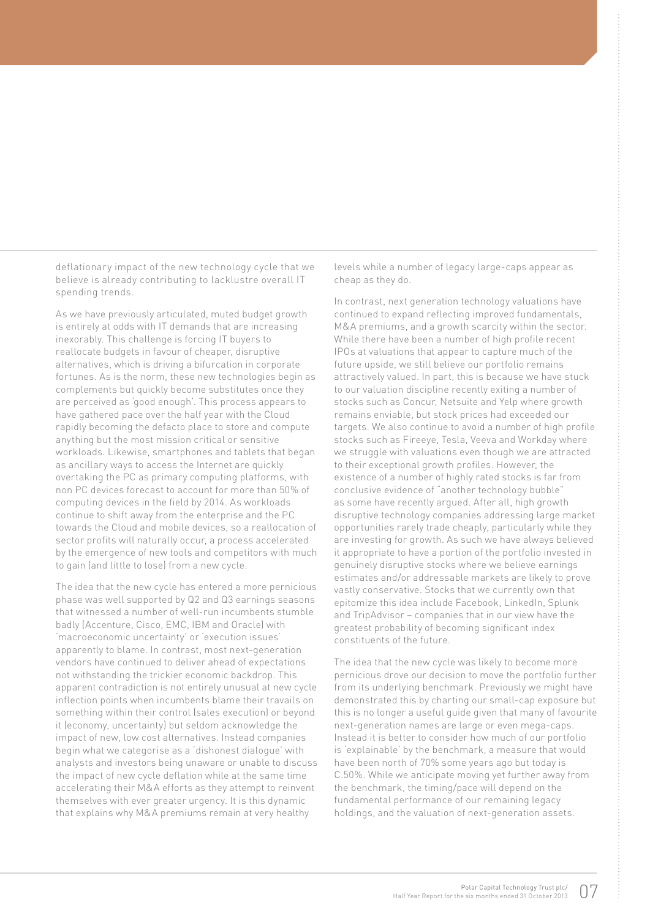deflationary impact of the new technology cycle that we believe is already contributing to lacklustre overall IT spending trends.

As we have previously articulated, muted budget growth is entirely at odds with IT demands that are increasing inexorably. This challenge is forcing IT buyers to reallocate budgets in favour of cheaper, disruptive alternatives, which is driving a bifurcation in corporate fortunes. As is the norm, these new technologies begin as complements but quickly become substitutes once they are perceived as 'good enough'. This process appears to have gathered pace over the half year with the Cloud rapidly becoming the defacto place to store and compute anything but the most mission critical or sensitive workloads. Likewise, smartphones and tablets that began as ancillary ways to access the Internet are quickly overtaking the PC as primary computing platforms, with non PC devices forecast to account for more than 50% of computing devices in the field by 2014. As workloads continue to shift away from the enterprise and the PC towards the Cloud and mobile devices, so a reallocation of sector profits will naturally occur, a process accelerated by the emergence of new tools and competitors with much to gain (and little to lose) from a new cycle.

The idea that the new cycle has entered a more pernicious phase was well supported by Q2 and Q3 earnings seasons that witnessed a number of well-run incumbents stumble badly (Accenture, Cisco, EMC, IBM and Oracle) with 'macroeconomic uncertainty' or 'execution issues' apparently to blame. In contrast, most next-generation vendors have continued to deliver ahead of expectations not withstanding the trickier economic backdrop. This apparent contradiction is not entirely unusual at new cycle inflection points when incumbents blame their travails on something within their control (sales execution) or beyond it (economy, uncertainty) but seldom acknowledge the impact of new, low cost alternatives. Instead companies begin what we categorise as a 'dishonest dialogue' with analysts and investors being unaware or unable to discuss the impact of new cycle deflation while at the same time accelerating their M&A efforts as they attempt to reinvent themselves with ever greater urgency. It is this dynamic that explains why M&A premiums remain at very healthy levels while a number of legacy large-caps appear as cheap as they do.

In contrast, next generation technology valuations have continued to expand reflecting improved fundamentals, M&A premiums, and a growth scarcity within the sector. While there have been a number of high profile recent IPOs at valuations that appear to capture much of the future upside, we still believe our portfolio remains attractively valued. In part, this is because we have stuck to our valuation discipline recently exiting a number of stocks such as Concur, Netsuite and Yelp where growth remains enviable, but stock prices had exceeded our targets. We also continue to avoid a number of high profile stocks such as Fireeye, Tesla, Veeva and Workday where we struggle with valuations even though we are attracted to their exceptional growth profiles. However, the existence of a number of highly rated stocks is far from conclusive evidence of "another technology bubble" as some have recently argued. After all, high growth disruptive technology companies addressing large market opportunities rarely trade cheaply, particularly while they are investing for growth. As such we have always believed it appropriate to have a portion of the portfolio invested in genuinely disruptive stocks where we believe earnings estimates and/or addressable markets are likely to prove vastly conservative. Stocks that we currently own that epitomize this idea include Facebook, LinkedIn, Splunk and TripAdvisor – companies that in our view have the greatest probability of becoming significant index constituents of the future.

The idea that the new cycle was likely to become more pernicious drove our decision to move the portfolio further from its underlying benchmark. Previously we might have demonstrated this by charting our small-cap exposure but this is no longer a useful guide given that many of favourite next-generation names are large or even mega-caps. Instead it is better to consider how much of our portfolio is 'explainable' by the benchmark, a measure that would have been north of 70% some years ago but today is C.50%. While we anticipate moving yet further away from the benchmark, the timing/pace will depend on the fundamental performance of our remaining legacy holdings, and the valuation of next-generation assets.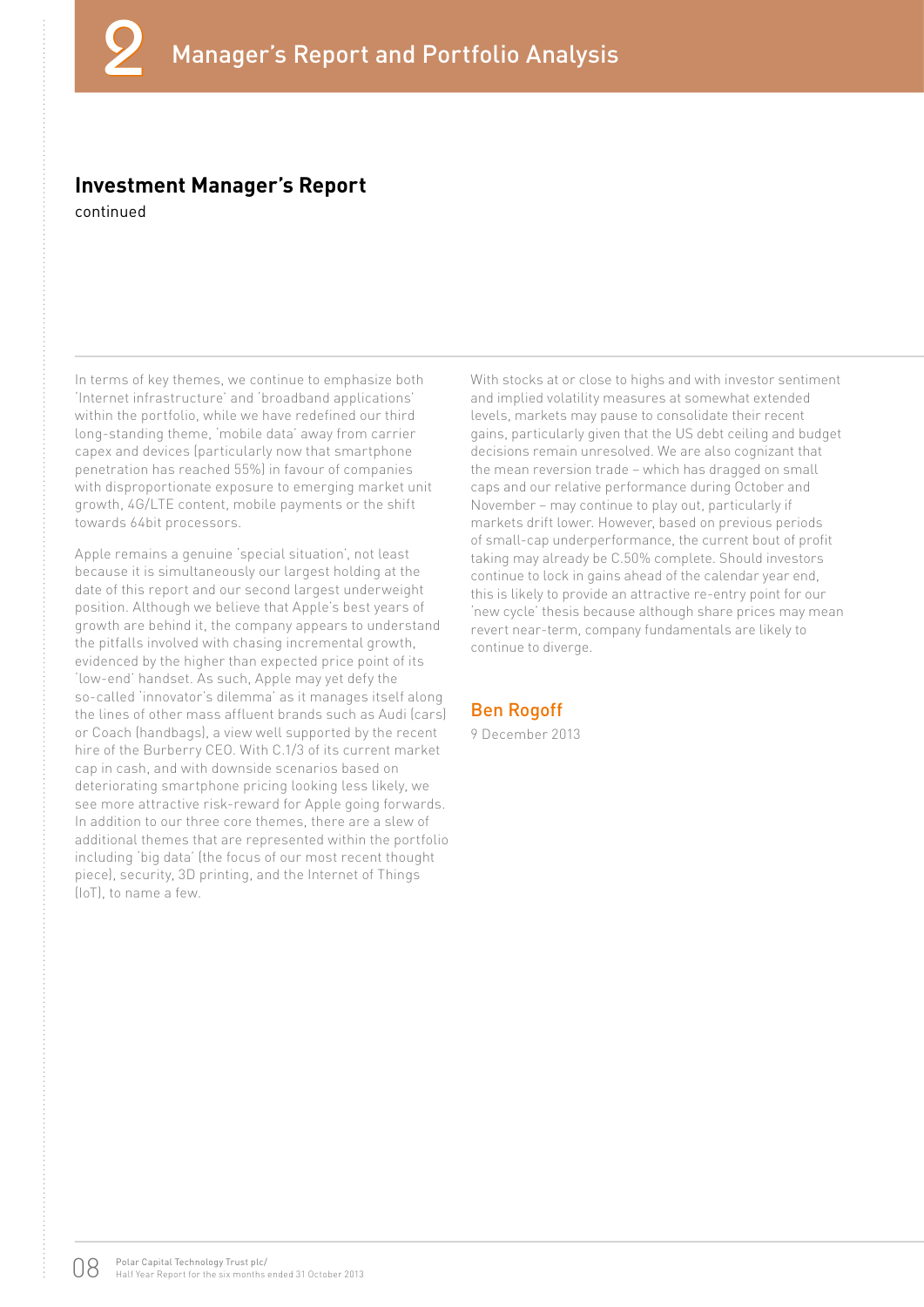# 2 Manager's Report and Portfolio Analysis

## Investment Manager's Report

continued

In terms of key themes, we continue to emphasize both 'Internet infrastructure' and 'broadband applications' within the portfolio, while we have redefined our third long-standing theme, 'mobile data' away from carrier capex and devices (particularly now that smartphone penetration has reached 55%) in favour of companies with disproportionate exposure to emerging market unit growth, 4G/LTE content, mobile payments or the shift towards 64bit processors.

Apple remains a genuine 'special situation', not least because it is simultaneously our largest holding at the date of this report and our second largest underweight position. Although we believe that Apple's best years of growth are behind it, the company appears to understand the pitfalls involved with chasing incremental growth, evidenced by the higher than expected price point of its 'low-end' handset. As such, Apple may yet defy the so-called 'innovator's dilemma' as it manages itself along the lines of other mass affluent brands such as Audi (cars) or Coach (handbags), a view well supported by the recent hire of the Burberry CEO. With C.1/3 of its current market cap in cash, and with downside scenarios based on deteriorating smartphone pricing looking less likely, we see more attractive risk-reward for Apple going forwards. In addition to our three core themes, there are a slew of additional themes that are represented within the portfolio including 'big data' (the focus of our most recent thought piece), security, 3D printing, and the Internet of Things (IoT), to name a few.

With stocks at or close to highs and with investor sentiment and implied volatility measures at somewhat extended levels, markets may pause to consolidate their recent gains, particularly given that the US debt ceiling and budget decisions remain unresolved. We are also cognizant that the mean reversion trade – which has dragged on small caps and our relative performance during October and November – may continue to play out, particularly if markets drift lower. However, based on previous periods of small-cap underperformance, the current bout of profit taking may already be C.50% complete. Should investors continue to lock in gains ahead of the calendar year end, this is likely to provide an attractive re-entry point for our 'new cycle' thesis because although share prices may mean revert near-term, company fundamentals are likely to continue to diverge.

**Ben Rogoff**

9 December 2013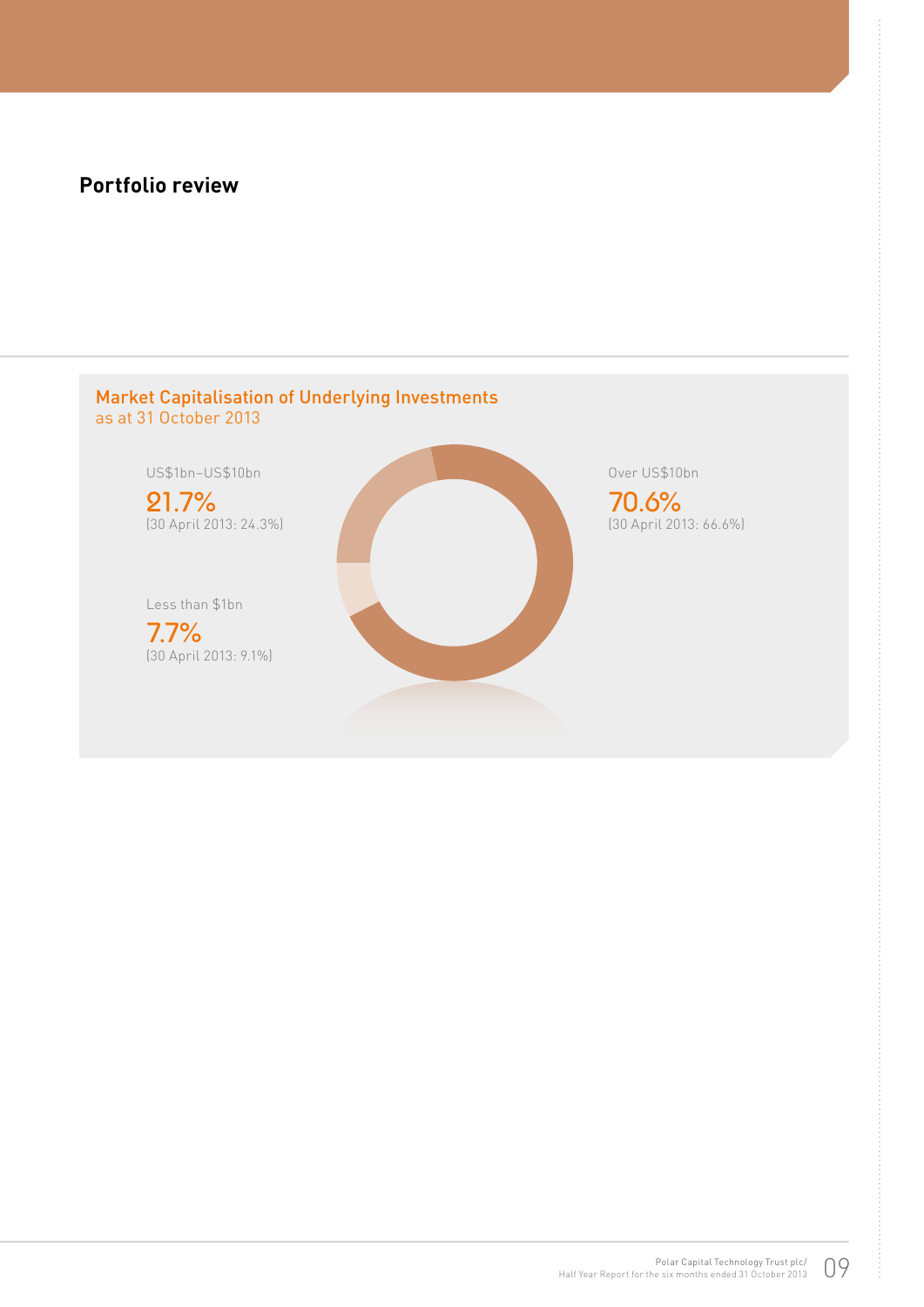## Portfolio review

### Market Capitalisation of Underlying Investments
as at 31 October 2013

US$1bn–US$10bn
**21.7%**
(30 April 2013: 24.3%)

Less than $1bn
**7.7%**
(30 April 2013: 9.1%)

Over US$10bn
**70.6%**
(30 April 2013: 66.6%)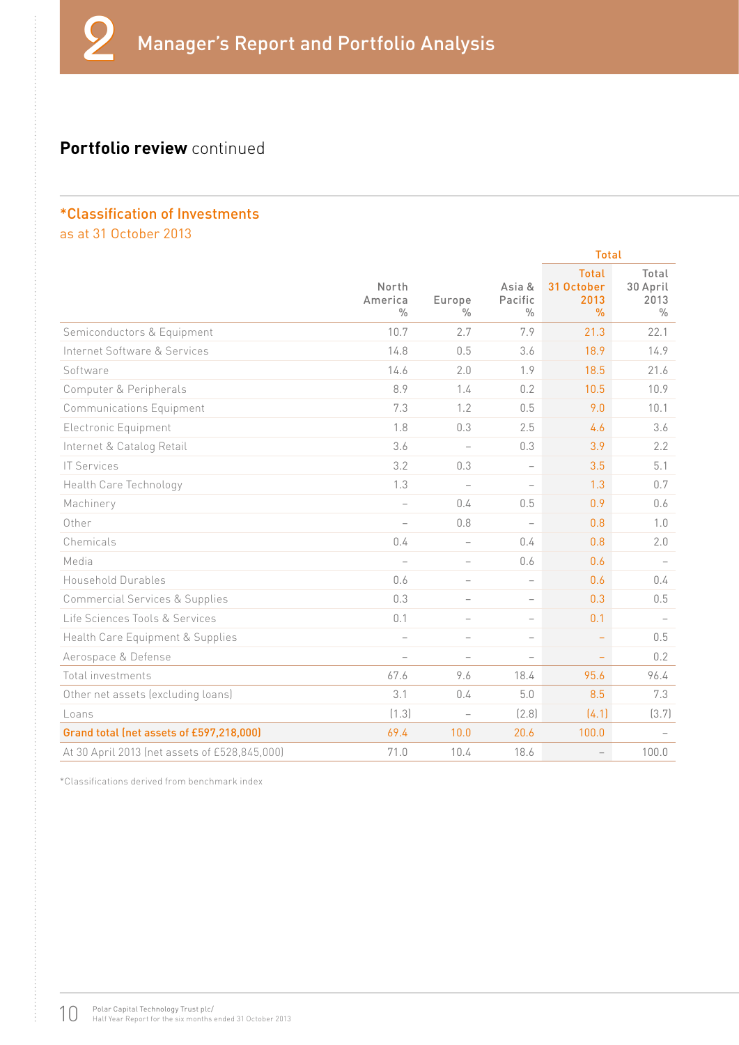# 2 Manager's Report and Portfolio Analysis

## Portfolio review continued

### *Classification of Investments
as at 31 October 2013

| | North America % | Europe % | Asia & Pacific % | Total 31 October 2013 % | Total 30 April 2013 % |
|---|---|---|---|---|---|
| Semiconductors & Equipment | 10.7 | 2.7 | 7.9 | 21.3 | 22.1 |
| Internet Software & Services | 14.8 | 0.5 | 3.6 | 18.9 | 14.9 |
| Software | 14.6 | 2.0 | 1.9 | 18.5 | 21.6 |
| Computer & Peripherals | 8.9 | 1.4 | 0.2 | 10.5 | 10.9 |
| Communications Equipment | 7.3 | 1.2 | 0.5 | 9.0 | 10.1 |
| Electronic Equipment | 1.8 | 0.3 | 2.5 | 4.6 | 3.6 |
| Internet & Catalog Retail | 3.6 | – | 0.3 | 3.9 | 2.2 |
| IT Services | 3.2 | 0.3 | – | 3.5 | 5.1 |
| Health Care Technology | 1.3 | – | – | 1.3 | 0.7 |
| Machinery | – | 0.4 | 0.5 | 0.9 | 0.6 |
| Other | – | 0.8 | – | 0.8 | 1.0 |
| Chemicals | 0.4 | – | 0.4 | 0.8 | 2.0 |
| Media | – | – | 0.6 | 0.6 | – |
| Household Durables | 0.6 | – | – | 0.6 | 0.4 |
| Commercial Services & Supplies | 0.3 | – | – | 0.3 | 0.5 |
| Life Sciences Tools & Services | 0.1 | – | – | 0.1 | – |
| Health Care Equipment & Supplies | – | – | – | – | 0.5 |
| Aerospace & Defense | – | – | – | – | 0.2 |
| Total investments | 67.6 | 9.6 | 18.4 | 95.6 | 96.4 |
| Other net assets (excluding loans) | 3.1 | 0.4 | 5.0 | 8.5 | 7.3 |
| Loans | (1.3) | – | (2.8) | (4.1) | (3.7) |
| **Grand total (net assets of £597,218,000)** | **69.4** | **10.0** | **20.6** | **100.0** | – |
| At 30 April 2013 (net assets of £528,845,000) | 71.0 | 10.4 | 18.6 | – | 100.0 |

*Classifications derived from benchmark index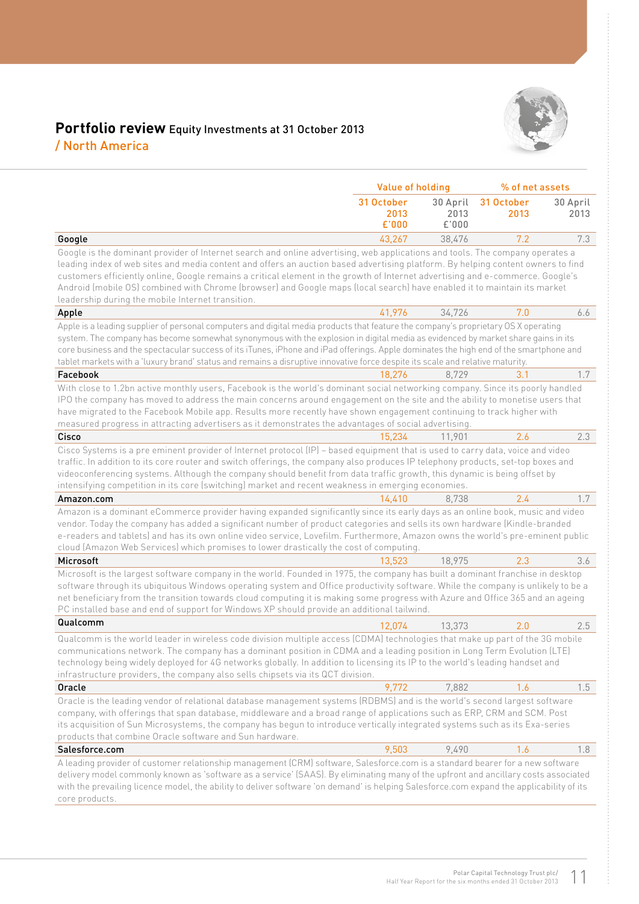# Portfolio review Equity Investments at 31 October 2013

## / North America

| | Value of holding | | % of net assets | |
|---|---|---|---|---|
| | 31 October 2013 £'000 | 30 April 2013 £'000 | 31 October 2013 | 30 April 2013 |
| **Google** | 43,267 | 38,476 | 7.2 | 7.3 |

Google is the dominant provider of Internet search and online advertising, web applications and tools. The company operates a leading index of web sites and media content and offers an auction based advertising platform. By helping content owners to find customers efficiently online, Google remains a critical element in the growth of Internet advertising and e-commerce. Google's Android (mobile OS) combined with Chrome (browser) and Google maps (local search) have enabled it to maintain its market leadership during the mobile Internet transition.

| | | | | |
|---|---|---|---|---|
| **Apple** | 41,976 | 34,726 | 7.0 | 6.6 |

Apple is a leading supplier of personal computers and digital media products that feature the company's proprietary OS X operating system. The company has become somewhat synonymous with the explosion in digital media as evidenced by market share gains in its core business and the spectacular success of its iTunes, iPhone and iPad offerings. Apple dominates the high end of the smartphone and tablet markets with a 'luxury brand' status and remains a disruptive innovative force despite its scale and relative maturity.

| | | | | |
|---|---|---|---|---|
| **Facebook** | 18,276 | 8,729 | 3.1 | 1.7 |

With close to 1.2bn active monthly users, Facebook is the world's dominant social networking company. Since its poorly handled IPO the company has moved to address the main concerns around engagement on the site and the ability to monetise users that have migrated to the Facebook Mobile app. Results more recently have shown engagement continuing to track higher with measured progress in attracting advertisers as it demonstrates the advantages of social advertising.

| | | | | |
|---|---|---|---|---|
| **Cisco** | 15,234 | 11,901 | 2.6 | 2.3 |

Cisco Systems is a pre eminent provider of Internet protocol (IP) – based equipment that is used to carry data, voice and video traffic. In addition to its core router and switch offerings, the company also produces IP telephony products, set-top boxes and videoconferencing systems. Although the company should benefit from data traffic growth, this dynamic is being offset by intensifying competition in its core (switching) market and recent weakness in emerging economies.

| | | | | |
|---|---|---|---|---|
| **Amazon.com** | 14,410 | 8,738 | 2.4 | 1.7 |

Amazon is a dominant eCommerce provider having expanded significantly since its early days as an online book, music and video vendor. Today the company has added a significant number of product categories and sells its own hardware (Kindle-branded e-readers and tablets) and has its own online video service, Lovefilm. Furthermore, Amazon owns the world's pre-eminent public cloud (Amazon Web Services) which promises to lower drastically the cost of computing.

| | | | | |
|---|---|---|---|---|
| **Microsoft** | 13,523 | 18,975 | 2.3 | 3.6 |

Microsoft is the largest software company in the world. Founded in 1975, the company has built a dominant franchise in desktop software through its ubiquitous Windows operating system and Office productivity software. While the company is unlikely to be a net beneficiary from the transition towards cloud computing it is making some progress with Azure and Office 365 and an ageing PC installed base and end of support for Windows XP should provide an additional tailwind.

| | | | | |
|---|---|---|---|---|
| **Qualcomm** | 12,074 | 13,373 | 2.0 | 2.5 |

Qualcomm is the world leader in wireless code division multiple access (CDMA) technologies that make up part of the 3G mobile communications network. The company has a dominant position in CDMA and a leading position in Long Term Evolution (LTE) technology being widely deployed for 4G networks globally. In addition to licensing its IP to the world's leading handset and infrastructure providers, the company also sells chipsets via its QCT division.

| | | | | |
|---|---|---|---|---|
| **Oracle** | 9,772 | 7,882 | 1.6 | 1.5 |

Oracle is the leading vendor of relational database management systems (RDBMS) and is the world's second largest software company, with offerings that span database, middleware and a broad range of applications such as ERP, CRM and SCM. Post its acquisition of Sun Microsystems, the company has begun to introduce vertically integrated systems such as its Exa-series products that combine Oracle software and Sun hardware.

| | | | | |
|---|---|---|---|---|
| **Salesforce.com** | 9,503 | 9,490 | 1.6 | 1.8 |

A leading provider of customer relationship management (CRM) software, Salesforce.com is a standard bearer for a new software delivery model commonly known as 'software as a service' (SAAS). By eliminating many of the upfront and ancillary costs associated with the prevailing licence model, the ability to deliver software 'on demand' is helping Salesforce.com expand the applicability of its core products.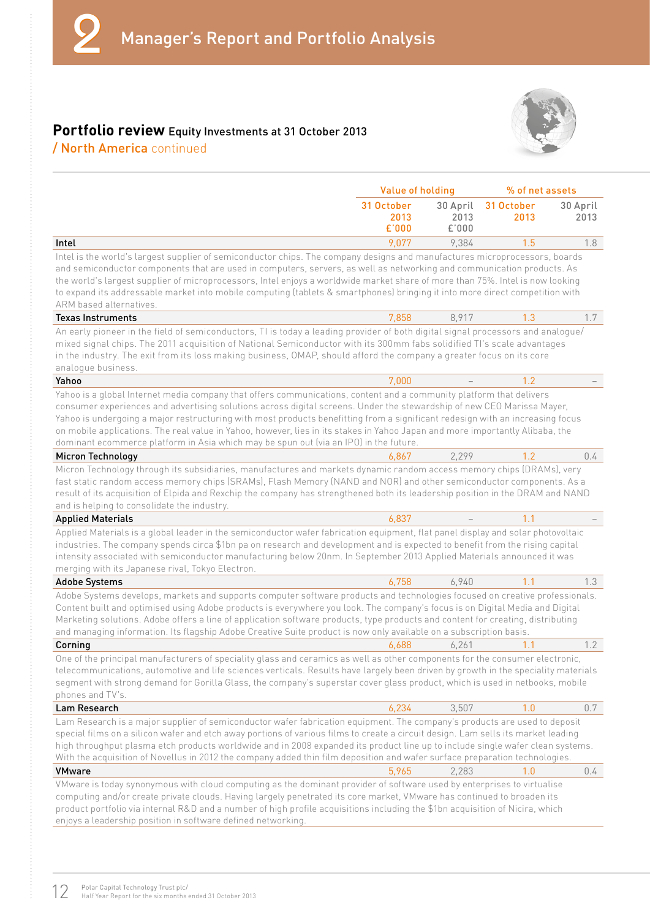## 2 Manager's Report and Portfolio Analysis

### Portfolio review Equity Investments at 31 October 2013

### / North America continued

| | Value of holding | | % of net assets | |
|---|---|---|---|---|
| | 31 October 2013 £'000 | 30 April 2013 £'000 | 31 October 2013 | 30 April 2013 |
| **Intel** | 9,077 | 9,384 | 1.5 | 1.8 |

Intel is the world's largest supplier of semiconductor chips. The company designs and manufactures microprocessors, boards and semiconductor components that are used in computers, servers, as well as networking and communication products. As the world's largest supplier of microprocessors, Intel enjoys a worldwide market share of more than 75%. Intel is now looking to expand its addressable market into mobile computing (tablets & smartphones) bringing it into more direct competition with ARM based alternatives.

| | | | | |
|---|---|---|---|---|
| **Texas Instruments** | 7,858 | 8,917 | 1.3 | 1.7 |

An early pioneer in the field of semiconductors, TI is today a leading provider of both digital signal processors and analogue/mixed signal chips. The 2011 acquisition of National Semiconductor with its 300mm fabs solidified TI's scale advantages in the industry. The exit from its loss making business, OMAP, should afford the company a greater focus on its core analogue business.

| | | | | |
|---|---|---|---|---|
| **Yahoo** | 7,000 | – | 1.2 | – |

Yahoo is a global Internet media company that offers communications, content and a community platform that delivers consumer experiences and advertising solutions across digital screens. Under the stewardship of new CEO Marissa Mayer, Yahoo is undergoing a major restructuring with most products benefitting from a significant redesign with an increasing focus on mobile applications. The real value in Yahoo, however, lies in its stakes in Yahoo Japan and more importantly Alibaba, the dominant ecommerce platform in Asia which may be spun out (via an IPO) in the future.

| | | | | |
|---|---|---|---|---|
| **Micron Technology** | 6,867 | 2,299 | 1.2 | 0.4 |

Micron Technology through its subsidiaries, manufactures and markets dynamic random access memory chips (DRAMs), very fast static random access memory chips (SRAMs), Flash Memory (NAND and NOR) and other semiconductor components. As a result of its acquisition of Elpida and Rexchip the company has strengthened both its leadership position in the DRAM and NAND and is helping to consolidate the industry.

| | | | | |
|---|---|---|---|---|
| **Applied Materials** | 6,837 | – | 1.1 | – |

Applied Materials is a global leader in the semiconductor wafer fabrication equipment, flat panel display and solar photovoltaic industries. The company spends circa $1bn pa on research and development and is expected to benefit from the rising capital intensity associated with semiconductor manufacturing below 20nm. In September 2013 Applied Materials announced it was merging with its Japanese rival, Tokyo Electron.

| | | | | |
|---|---|---|---|---|
| **Adobe Systems** | 6,758 | 6,940 | 1.1 | 1.3 |

Adobe Systems develops, markets and supports computer software products and technologies focused on creative professionals. Content built and optimised using Adobe products is everywhere you look. The company's focus is on Digital Media and Digital Marketing solutions. Adobe offers a line of application software products, type products and content for creating, distributing and managing information. Its flagship Adobe Creative Suite product is now only available on a subscription basis.

| | | | | |
|---|---|---|---|---|
| **Corning** | 6,688 | 6,261 | 1.1 | 1.2 |

One of the principal manufacturers of speciality glass and ceramics as well as other components for the consumer electronic, telecommunications, automotive and life sciences verticals. Results have largely been driven by growth in the speciality materials segment with strong demand for Gorilla Glass, the company's superstar cover glass product, which is used in netbooks, mobile phones and TV's.

| | | | | |
|---|---|---|---|---|
| **Lam Research** | 6,234 | 3,507 | 1.0 | 0.7 |

Lam Research is a major supplier of semiconductor wafer fabrication equipment. The company's products are used to deposit special films on a silicon wafer and etch away portions of various films to create a circuit design. Lam sells its market leading high throughput plasma etch products worldwide and in 2008 expanded its product line up to include single wafer clean systems. With the acquisition of Novellus in 2012 the company added thin film deposition and wafer surface preparation technologies.

| | | | | |
|---|---|---|---|---|
| **VMware** | 5,965 | 2,283 | 1.0 | 0.4 |

VMware is today synonymous with cloud computing as the dominant provider of software used by enterprises to virtualise computing and/or create private clouds. Having largely penetrated its core market, VMware has continued to broaden its product portfolio via internal R&D and a number of high profile acquisitions including the $1bn acquisition of Nicira, which enjoys a leadership position in software defined networking.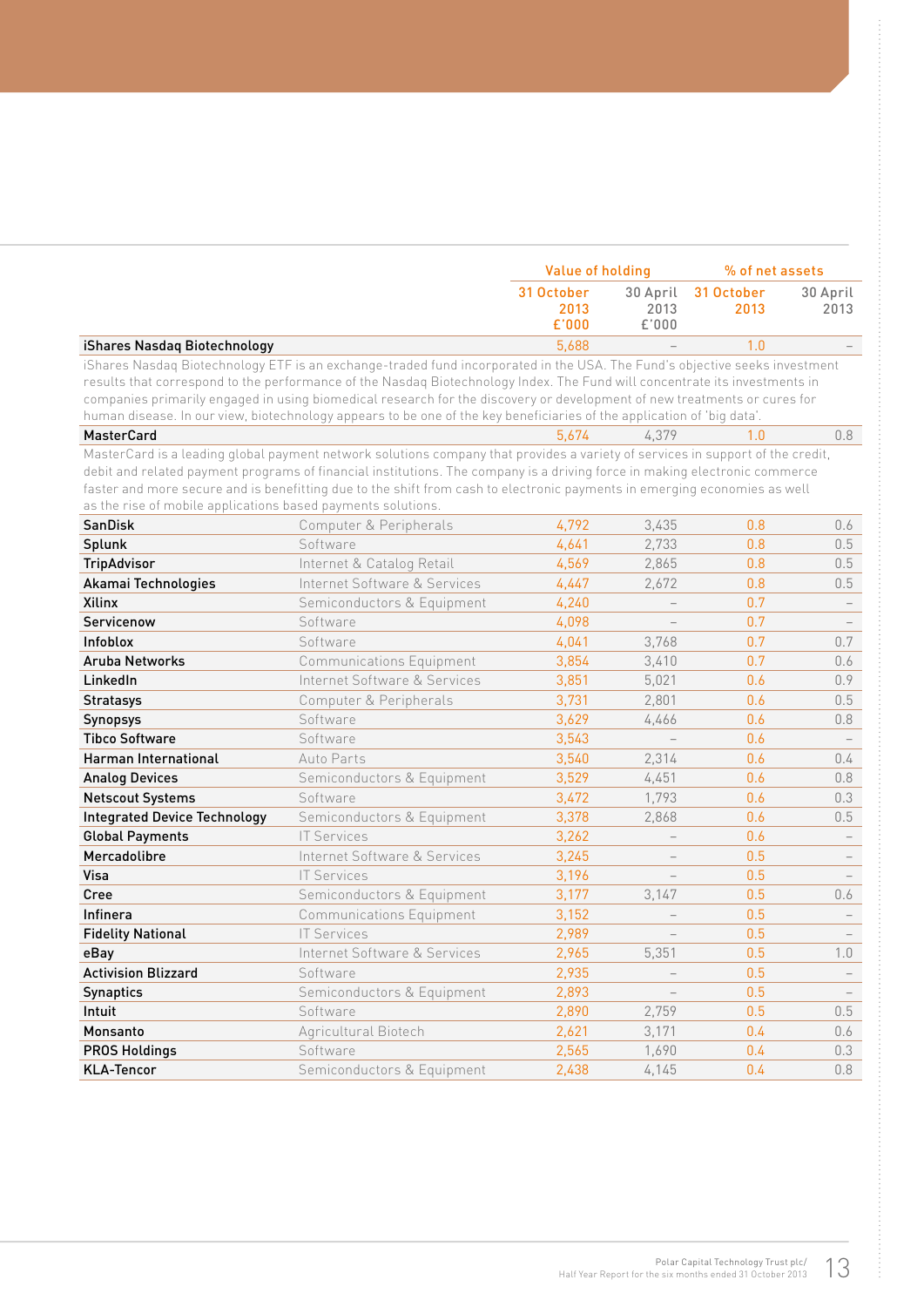| | | Value of holding | | % of net assets | |
|---|---|---|---|---|---|
| | | 31 October 2013 £'000 | 30 April 2013 £'000 | 31 October 2013 | 30 April 2013 |
| **iShares Nasdaq Biotechnology** | | 5,688 | – | 1.0 | – |
| iShares Nasdaq Biotechnology ETF is an exchange-traded fund incorporated in the USA. The Fund's objective seeks investment results that correspond to the performance of the Nasdaq Biotechnology Index. The Fund will concentrate its investments in companies primarily engaged in using biomedical research for the discovery or development of new treatments or cures for human disease. In our view, biotechnology appears to be one of the key beneficiaries of the application of 'big data'. | | | | | |
| **MasterCard** | | 5,674 | 4,379 | 1.0 | 0.8 |
| MasterCard is a leading global payment network solutions company that provides a variety of services in support of the credit, debit and related payment programs of financial institutions. The company is a driving force in making electronic commerce faster and more secure and is benefitting due to the shift from cash to electronic payments in emerging economies as well as the rise of mobile applications based payments solutions. | | | | | |
| **SanDisk** | Computer & Peripherals | 4,792 | 3,435 | 0.8 | 0.6 |
| **Splunk** | Software | 4,641 | 2,733 | 0.8 | 0.5 |
| **TripAdvisor** | Internet & Catalog Retail | 4,569 | 2,865 | 0.8 | 0.5 |
| **Akamai Technologies** | Internet Software & Services | 4,447 | 2,672 | 0.8 | 0.5 |
| **Xilinx** | Semiconductors & Equipment | 4,240 | – | 0.7 | – |
| **Servicenow** | Software | 4,098 | – | 0.7 | – |
| **Infoblox** | Software | 4,041 | 3,768 | 0.7 | 0.7 |
| **Aruba Networks** | Communications Equipment | 3,854 | 3,410 | 0.7 | 0.6 |
| **LinkedIn** | Internet Software & Services | 3,851 | 5,021 | 0.6 | 0.9 |
| **Stratasys** | Computer & Peripherals | 3,731 | 2,801 | 0.6 | 0.5 |
| **Synopsys** | Software | 3,629 | 4,466 | 0.6 | 0.8 |
| **Tibco Software** | Software | 3,543 | – | 0.6 | – |
| **Harman International** | Auto Parts | 3,540 | 2,314 | 0.6 | 0.4 |
| **Analog Devices** | Semiconductors & Equipment | 3,529 | 4,451 | 0.6 | 0.8 |
| **Netscout Systems** | Software | 3,472 | 1,793 | 0.6 | 0.3 |
| **Integrated Device Technology** | Semiconductors & Equipment | 3,378 | 2,868 | 0.6 | 0.5 |
| **Global Payments** | IT Services | 3,262 | – | 0.6 | – |
| **Mercadolibre** | Internet Software & Services | 3,245 | – | 0.5 | – |
| **Visa** | IT Services | 3,196 | – | 0.5 | – |
| **Cree** | Semiconductors & Equipment | 3,177 | 3,147 | 0.5 | 0.6 |
| **Infinera** | Communications Equipment | 3,152 | – | 0.5 | – |
| **Fidelity National** | IT Services | 2,989 | – | 0.5 | – |
| **eBay** | Internet Software & Services | 2,965 | 5,351 | 0.5 | 1.0 |
| **Activision Blizzard** | Software | 2,935 | – | 0.5 | – |
| **Synaptics** | Semiconductors & Equipment | 2,893 | – | 0.5 | – |
| **Intuit** | Software | 2,890 | 2,759 | 0.5 | 0.5 |
| **Monsanto** | Agricultural Biotech | 2,621 | 3,171 | 0.4 | 0.6 |
| **PROS Holdings** | Software | 2,565 | 1,690 | 0.4 | 0.3 |
| **KLA-Tencor** | Semiconductors & Equipment | 2,438 | 4,145 | 0.4 | 0.8 |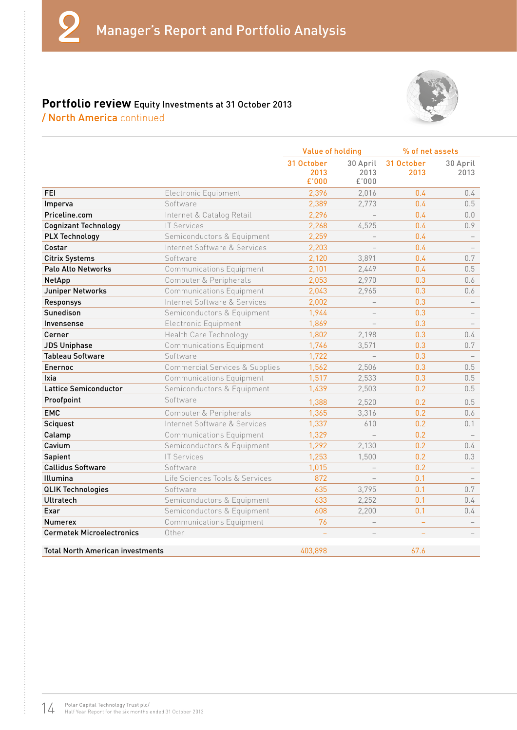## Portfolio review Equity Investments at 31 October 2013

### / North America continued

| | | Value of holding | | % of net assets | |
|---|---|---|---|---|---|
| | | 31 October 2013 £'000 | 30 April 2013 £'000 | 31 October 2013 | 30 April 2013 |
| **FEI** | Electronic Equipment | 2,396 | 2,016 | 0.4 | 0.4 |
| **Imperva** | Software | 2,389 | 2,773 | 0.4 | 0.5 |
| **Priceline.com** | Internet & Catalog Retail | 2,296 | – | 0.4 | 0.0 |
| **Cognizant Technology** | IT Services | 2,268 | 4,525 | 0.4 | 0.9 |
| **PLX Technology** | Semiconductors & Equipment | 2,259 | – | 0.4 | – |
| **Costar** | Internet Software & Services | 2,203 | – | 0.4 | – |
| **Citrix Systems** | Software | 2,120 | 3,891 | 0.4 | 0.7 |
| **Palo Alto Networks** | Communications Equipment | 2,101 | 2,449 | 0.4 | 0.5 |
| **NetApp** | Computer & Peripherals | 2,053 | 2,970 | 0.3 | 0.6 |
| **Juniper Networks** | Communications Equipment | 2,043 | 2,965 | 0.3 | 0.6 |
| **Responsys** | Internet Software & Services | 2,002 | – | 0.3 | – |
| **Sunedison** | Semiconductors & Equipment | 1,944 | – | 0.3 | – |
| **Invensense** | Electronic Equipment | 1,869 | – | 0.3 | – |
| **Cerner** | Health Care Technology | 1,802 | 2,198 | 0.3 | 0.4 |
| **JDS Uniphase** | Communications Equipment | 1,746 | 3,571 | 0.3 | 0.7 |
| **Tableau Software** | Software | 1,722 | – | 0.3 | – |
| **Enernoc** | Commercial Services & Supplies | 1,562 | 2,506 | 0.3 | 0.5 |
| **Ixia** | Communications Equipment | 1,517 | 2,533 | 0.3 | 0.5 |
| **Lattice Semiconductor** | Semiconductors & Equipment | 1,439 | 2,503 | 0.2 | 0.5 |
| **Proofpoint** | Software | 1,388 | 2,520 | 0.2 | 0.5 |
| **EMC** | Computer & Peripherals | 1,365 | 3,316 | 0.2 | 0.6 |
| **Sciquest** | Internet Software & Services | 1,337 | 610 | 0.2 | 0.1 |
| **Calamp** | Communications Equipment | 1,329 | – | 0.2 | – |
| **Cavium** | Semiconductors & Equipment | 1,292 | 2,130 | 0.2 | 0.4 |
| **Sapient** | IT Services | 1,253 | 1,500 | 0.2 | 0.3 |
| **Callidus Software** | Software | 1,015 | – | 0.2 | – |
| **Illumina** | Life Sciences Tools & Services | 872 | – | 0.1 | – |
| **QLIK Technologies** | Software | 635 | 3,795 | 0.1 | 0.7 |
| **Ultratech** | Semiconductors & Equipment | 633 | 2,252 | 0.1 | 0.4 |
| **Exar** | Semiconductors & Equipment | 608 | 2,200 | 0.1 | 0.4 |
| **Numerex** | Communications Equipment | 76 | – | – | – |
| **Cermetek Microelectronics** | Other | – | – | – | – |
| **Total North American investments** | | 403,898 | | 67.6 | |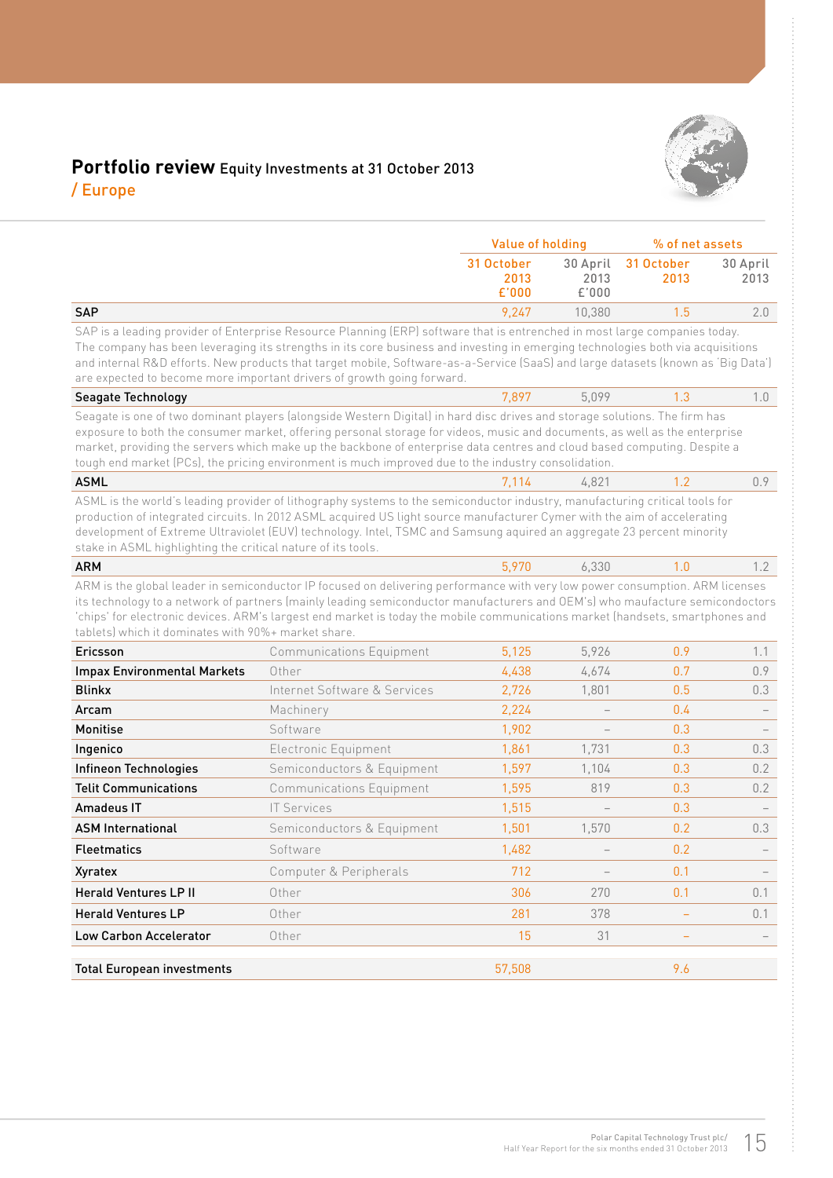## Portfolio review Equity Investments at 31 October 2013
### / Europe

| | | Value of holding | | % of net assets | |
|---|---|---|---|---|---|
| | | 31 October 2013 £'000 | 30 April 2013 £'000 | 31 October 2013 | 30 April 2013 |
| **SAP** | | 9,247 | 10,380 | 1.5 | 2.0 |

SAP is a leading provider of Enterprise Resource Planning (ERP) software that is entrenched in most large companies today. The company has been leveraging its strengths in its core business and investing in emerging technologies both via acquisitions and internal R&D efforts. New products that target mobile, Software-as-a-Service (SaaS) and large datasets (known as 'Big Data') are expected to become more important drivers of growth going forward.

| | | | | | |
|---|---|---|---|---|---|
| **Seagate Technology** | | 7,897 | 5,099 | 1.3 | 1.0 |

Seagate is one of two dominant players (alongside Western Digital) in hard disc drives and storage solutions. The firm has exposure to both the consumer market, offering personal storage for videos, music and documents, as well as the enterprise market, providing the servers which make up the backbone of enterprise data centres and cloud based computing. Despite a tough end market (PCs), the pricing environment is much improved due to the industry consolidation.

| | | | | | |
|---|---|---|---|---|---|
| **ASML** | | 7,114 | 4,821 | 1.2 | 0.9 |

ASML is the world's leading provider of lithography systems to the semiconductor industry, manufacturing critical tools for production of integrated circuits. In 2012 ASML acquired US light source manufacturer Cymer with the aim of accelerating development of Extreme Ultraviolet (EUV) technology. Intel, TSMC and Samsung aquired an aggregate 23 percent minority stake in ASML highlighting the critical nature of its tools.

| | | | | | |
|---|---|---|---|---|---|
| **ARM** | | 5,970 | 6,330 | 1.0 | 1.2 |

ARM is the global leader in semiconductor IP focused on delivering performance with very low power consumption. ARM licenses its technology to a network of partners (mainly leading semiconductor manufacturers and OEM's) who maufacture semiconductors 'chips' for electronic devices. ARM's largest end market is today the mobile communications market (handsets, smartphones and tablets) which it dominates with 90%+ market share.

| | | | | | |
|---|---|---|---|---|---|
| **Ericsson** | Communications Equipment | 5,125 | 5,926 | 0.9 | 1.1 |
| **Impax Environmental Markets** | Other | 4,438 | 4,674 | 0.7 | 0.9 |
| **Blinkx** | Internet Software & Services | 2,726 | 1,801 | 0.5 | 0.3 |
| **Arcam** | Machinery | 2,224 | – | 0.4 | – |
| **Monitise** | Software | 1,902 | – | 0.3 | – |
| **Ingenico** | Electronic Equipment | 1,861 | 1,731 | 0.3 | 0.3 |
| **Infineon Technologies** | Semiconductors & Equipment | 1,597 | 1,104 | 0.3 | 0.2 |
| **Telit Communications** | Communications Equipment | 1,595 | 819 | 0.3 | 0.2 |
| **Amadeus IT** | IT Services | 1,515 | – | 0.3 | – |
| **ASM International** | Semiconductors & Equipment | 1,501 | 1,570 | 0.2 | 0.3 |
| **Fleetmatics** | Software | 1,482 | – | 0.2 | – |
| **Xyratex** | Computer & Peripherals | 712 | – | 0.1 | – |
| **Herald Ventures LP II** | Other | 306 | 270 | 0.1 | 0.1 |
| **Herald Ventures LP** | Other | 281 | 378 | – | 0.1 |
| **Low Carbon Accelerator** | Other | 15 | 31 | – | – |
| **Total European investments** | | 57,508 | | 9.6 | |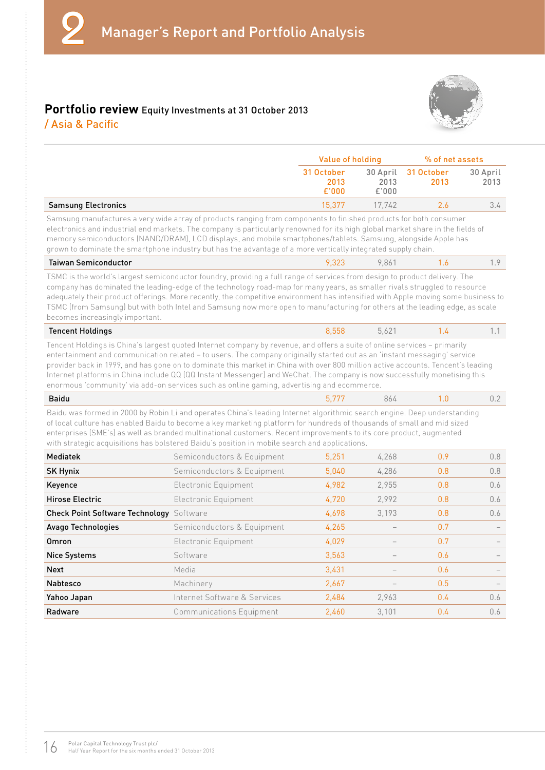# 2 Manager's Report and Portfolio Analysis

## Portfolio review Equity Investments at 31 October 2013
### / Asia & Pacific

| | | Value of holding | | % of net assets | |
|---|---|---|---|---|---|
| | | 31 October 2013 £'000 | 30 April 2013 £'000 | 31 October 2013 | 30 April 2013 |
| **Samsung Electronics** | | 15,377 | 17,742 | 2.6 | 3.4 |

Samsung manufactures a very wide array of products ranging from components to finished products for both consumer electronics and industrial end markets. The company is particularly renowned for its high global market share in the fields of memory semiconductors (NAND/DRAM), LCD displays, and mobile smartphones/tablets. Samsung, alongside Apple has grown to dominate the smartphone industry but has the advantage of a more vertically integrated supply chain.

| | | | | | |
|---|---|---|---|---|---|
| **Taiwan Semiconductor** | | 9,323 | 9,861 | 1.6 | 1.9 |

TSMC is the world's largest semiconductor foundry, providing a full range of services from design to product delivery. The company has dominated the leading-edge of the technology road-map for many years, as smaller rivals struggled to resource adequately their product offerings. More recently, the competitive environment has intensified with Apple moving some business to TSMC (from Samsung) but with both Intel and Samsung now more open to manufacturing for others at the leading edge, as scale becomes increasingly important.

| | | | | | |
|---|---|---|---|---|---|
| **Tencent Holdings** | | 8,558 | 5,621 | 1.4 | 1.1 |

Tencent Holdings is China's largest quoted Internet company by revenue, and offers a suite of online services – primarily entertainment and communication related – to users. The company originally started out as an 'instant messaging' service provider back in 1999, and has gone on to dominate this market in China with over 800 million active accounts. Tencent's leading Internet platforms in China include QQ (QQ Instant Messenger) and WeChat. The company is now successfully monetising this enormous 'community' via add-on services such as online gaming, advertising and ecommerce.

| | | | | | |
|---|---|---|---|---|---|
| **Baidu** | | 5,777 | 864 | 1.0 | 0.2 |

Baidu was formed in 2000 by Robin Li and operates China's leading Internet algorithmic search engine. Deep understanding of local culture has enabled Baidu to become a key marketing platform for hundreds of thousands of small and mid sized enterprises (SME's) as well as branded multinational customers. Recent improvements to its core product, augmented with strategic acquisitions has bolstered Baidu's position in mobile search and applications.

| | | | | | |
|---|---|---|---|---|---|
| **Mediatek** | Semiconductors & Equipment | 5,251 | 4,268 | 0.9 | 0.8 |
| **SK Hynix** | Semiconductors & Equipment | 5,040 | 4,286 | 0.8 | 0.8 |
| **Keyence** | Electronic Equipment | 4,982 | 2,955 | 0.8 | 0.6 |
| **Hirose Electric** | Electronic Equipment | 4,720 | 2,992 | 0.8 | 0.6 |
| **Check Point Software Technology** | Software | 4,698 | 3,193 | 0.8 | 0.6 |
| **Avago Technologies** | Semiconductors & Equipment | 4,265 | – | 0.7 | – |
| **Omron** | Electronic Equipment | 4,029 | – | 0.7 | – |
| **Nice Systems** | Software | 3,563 | – | 0.6 | – |
| **Next** | Media | 3,431 | – | 0.6 | – |
| **Nabtesco** | Machinery | 2,667 | – | 0.5 | – |
| **Yahoo Japan** | Internet Software & Services | 2,484 | 2,963 | 0.4 | 0.6 |
| **Radware** | Communications Equipment | 2,460 | 3,101 | 0.4 | 0.6 |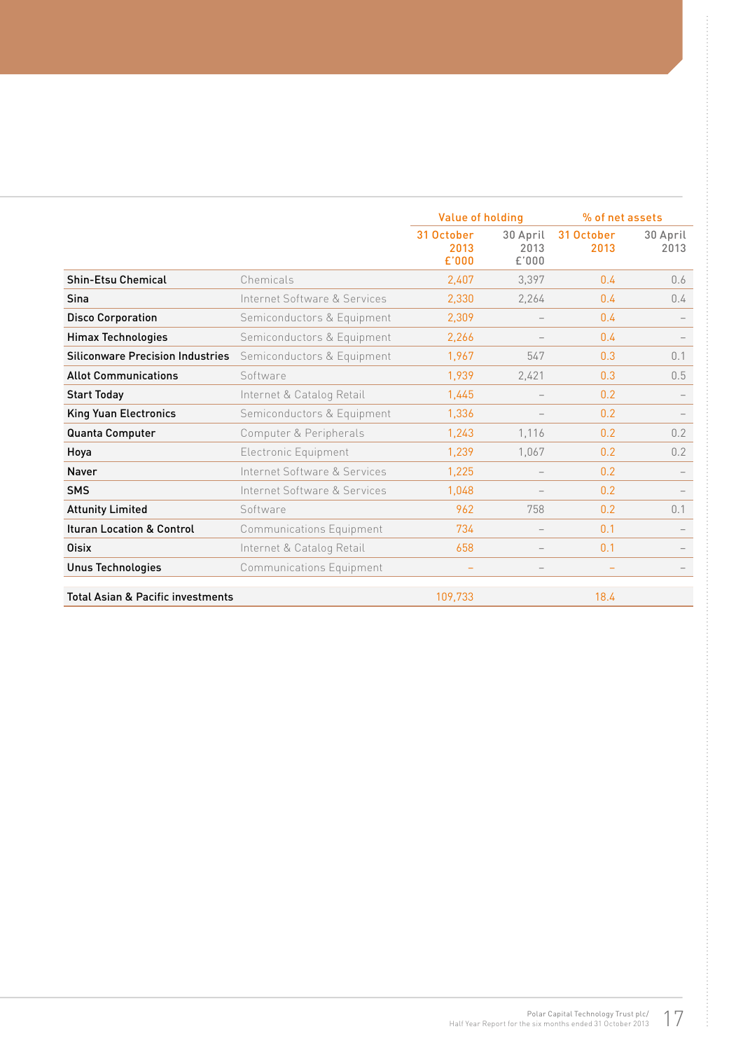| | | Value of holding | | % of net assets | |
|---|---|---|---|---|---|
| | | 31 October 2013 £'000 | 30 April 2013 £'000 | 31 October 2013 | 30 April 2013 |
| **Shin-Etsu Chemical** | Chemicals | 2,407 | 3,397 | 0.4 | 0.6 |
| **Sina** | Internet Software & Services | 2,330 | 2,264 | 0.4 | 0.4 |
| **Disco Corporation** | Semiconductors & Equipment | 2,309 | – | 0.4 | – |
| **Himax Technologies** | Semiconductors & Equipment | 2,266 | – | 0.4 | – |
| **Siliconware Precision Industries** | Semiconductors & Equipment | 1,967 | 547 | 0.3 | 0.1 |
| **Allot Communications** | Software | 1,939 | 2,421 | 0.3 | 0.5 |
| **Start Today** | Internet & Catalog Retail | 1,445 | – | 0.2 | – |
| **King Yuan Electronics** | Semiconductors & Equipment | 1,336 | – | 0.2 | – |
| **Quanta Computer** | Computer & Peripherals | 1,243 | 1,116 | 0.2 | 0.2 |
| **Hoya** | Electronic Equipment | 1,239 | 1,067 | 0.2 | 0.2 |
| **Naver** | Internet Software & Services | 1,225 | – | 0.2 | – |
| **SMS** | Internet Software & Services | 1,048 | – | 0.2 | – |
| **Attunity Limited** | Software | 962 | 758 | 0.2 | 0.1 |
| **Ituran Location & Control** | Communications Equipment | 734 | – | 0.1 | – |
| **Oisix** | Internet & Catalog Retail | 658 | – | 0.1 | – |
| **Unus Technologies** | Communications Equipment | – | – | – | – |
| **Total Asian & Pacific investments** | | 109,733 | | 18.4 | |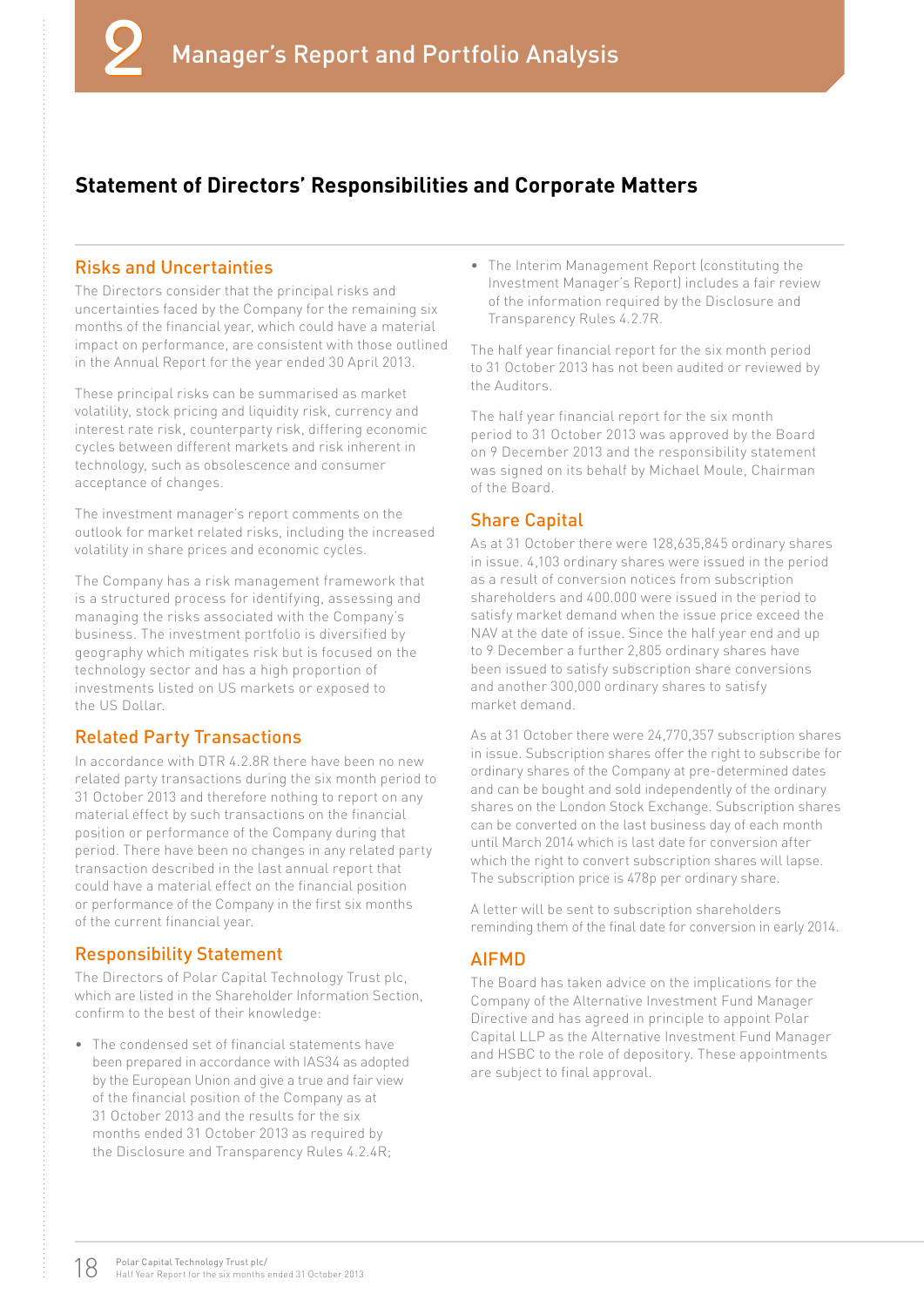# 2 Manager's Report and Portfolio Analysis

## Statement of Directors' Responsibilities and Corporate Matters

### Risks and Uncertainties

The Directors consider that the principal risks and uncertainties faced by the Company for the remaining six months of the financial year, which could have a material impact on performance, are consistent with those outlined in the Annual Report for the year ended 30 April 2013.

These principal risks can be summarised as market volatility, stock pricing and liquidity risk, currency and interest rate risk, counterparty risk, differing economic cycles between different markets and risk inherent in technology, such as obsolescence and consumer acceptance of changes.

The investment manager's report comments on the outlook for market related risks, including the increased volatility in share prices and economic cycles.

The Company has a risk management framework that is a structured process for identifying, assessing and managing the risks associated with the Company's business. The investment portfolio is diversified by geography which mitigates risk but is focused on the technology sector and has a high proportion of investments listed on US markets or exposed to the US Dollar.

### Related Party Transactions

In accordance with DTR 4.2.8R there have been no new related party transactions during the six month period to 31 October 2013 and therefore nothing to report on any material effect by such transactions on the financial position or performance of the Company during that period. There have been no changes in any related party transaction described in the last annual report that could have a material effect on the financial position or performance of the Company in the first six months of the current financial year.

### Responsibility Statement

The Directors of Polar Capital Technology Trust plc, which are listed in the Shareholder Information Section, confirm to the best of their knowledge:

- The condensed set of financial statements have been prepared in accordance with IAS34 as adopted by the European Union and give a true and fair view of the financial position of the Company as at 31 October 2013 and the results for the six months ended 31 October 2013 as required by the Disclosure and Transparency Rules 4.2.4R;
- The Interim Management Report (constituting the Investment Manager's Report) includes a fair review of the information required by the Disclosure and Transparency Rules 4.2.7R.

The half year financial report for the six month period to 31 October 2013 has not been audited or reviewed by the Auditors.

The half year financial report for the six month period to 31 October 2013 was approved by the Board on 9 December 2013 and the responsibility statement was signed on its behalf by Michael Moule, Chairman of the Board.

### Share Capital

As at 31 October there were 128,635,845 ordinary shares in issue. 4,103 ordinary shares were issued in the period as a result of conversion notices from subscription shareholders and 400.000 were issued in the period to satisfy market demand when the issue price exceed the NAV at the date of issue. Since the half year end and up to 9 December a further 2,805 ordinary shares have been issued to satisfy subscription share conversions and another 300,000 ordinary shares to satisfy market demand.

As at 31 October there were 24,770,357 subscription shares in issue. Subscription shares offer the right to subscribe for ordinary shares of the Company at pre-determined dates and can be bought and sold independently of the ordinary shares on the London Stock Exchange. Subscription shares can be converted on the last business day of each month until March 2014 which is last date for conversion after which the right to convert subscription shares will lapse. The subscription price is 478p per ordinary share.

A letter will be sent to subscription shareholders reminding them of the final date for conversion in early 2014.

### AIFMD

The Board has taken advice on the implications for the Company of the Alternative Investment Fund Manager Directive and has agreed in principle to appoint Polar Capital LLP as the Alternative Investment Fund Manager and HSBC to the role of depository. These appointments are subject to final approval.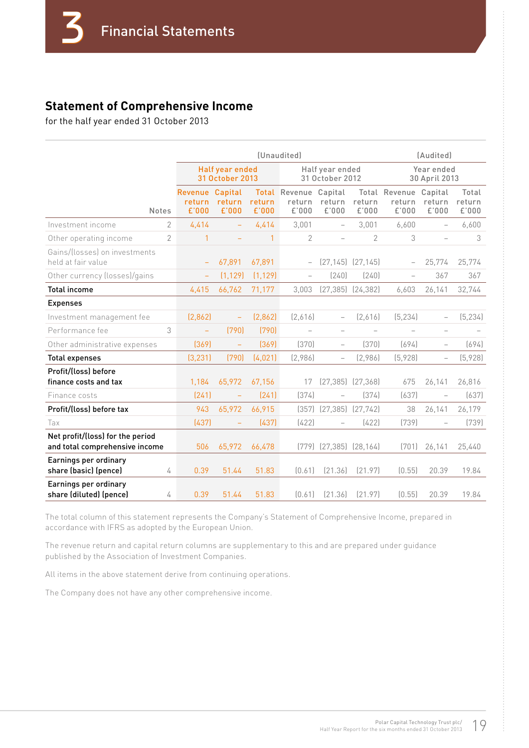# 3 Financial Statements

## Statement of Comprehensive Income

for the half year ended 31 October 2013

| | | (Unaudited) | | | | | | (Audited) | | |
|---|---|---|---|---|---|---|---|---|---|---|
| | | Half year ended 31 October 2013 | | | Half year ended 31 October 2012 | | | Year ended 30 April 2013 | | |
| | Notes | Revenue return £'000 | Capital return £'000 | Total return £'000 | Revenue return £'000 | Capital return £'000 | Total return £'000 | Revenue return £'000 | Capital return £'000 | Total return £'000 |
| Investment income | 2 | 4,414 | – | 4,414 | 3,001 | – | 3,001 | 6,600 | – | 6,600 |
| Other operating income | 2 | 1 | – | 1 | 2 | – | 2 | 3 | – | 3 |
| Gains/(losses) on investments held at fair value | | – | 67,891 | 67,891 | – | (27,145) | (27,145) | – | 25,774 | 25,774 |
| Other currency (losses)/gains | | – | (1,129) | (1,129) | – | (240) | (240) | – | 367 | 367 |
| **Total income** | | 4,415 | 66,762 | 71,177 | 3,003 | (27,385) | (24,382) | 6,603 | 26,141 | 32,744 |
| **Expenses** | | | | | | | | | | |
| Investment management fee | | (2,862) | – | (2,862) | (2,616) | – | (2,616) | (5,234) | – | (5,234) |
| Performance fee | 3 | – | (790) | (790) | – | – | – | – | – | – |
| Other administrative expenses | | (369) | – | (369) | (370) | – | (370) | (694) | – | (694) |
| **Total expenses** | | (3,231) | (790) | (4,021) | (2,986) | – | (2,986) | (5,928) | – | (5,928) |
| **Profit/(loss) before finance costs and tax** | | 1,184 | 65,972 | 67,156 | 17 | (27,385) | (27,368) | 675 | 26,141 | 26,816 |
| Finance costs | | (241) | – | (241) | (374) | – | (374) | (637) | – | (637) |
| **Profit/(loss) before tax** | | 943 | 65,972 | 66,915 | (357) | (27,385) | (27,742) | 38 | 26,141 | 26,179 |
| Tax | | (437) | – | (437) | (422) | – | (422) | (739) | – | (739) |
| **Net profit/(loss) for the period and total comprehensive income** | | 506 | 65,972 | 66,478 | (779) | (27,385) | (28,164) | (701) | 26,141 | 25,440 |
| **Earnings per ordinary share (basic) (pence)** | 4 | 0.39 | 51.44 | 51.83 | (0.61) | (21.36) | (21.97) | (0.55) | 20.39 | 19.84 |
| **Earnings per ordinary share (diluted) (pence)** | 4 | 0.39 | 51.44 | 51.83 | (0.61) | (21.36) | (21.97) | (0.55) | 20.39 | 19.84 |

The total column of this statement represents the Company's Statement of Comprehensive Income, prepared in accordance with IFRS as adopted by the European Union.

The revenue return and capital return columns are supplementary to this and are prepared under guidance published by the Association of Investment Companies.

All items in the above statement derive from continuing operations.

The Company does not have any other comprehensive income.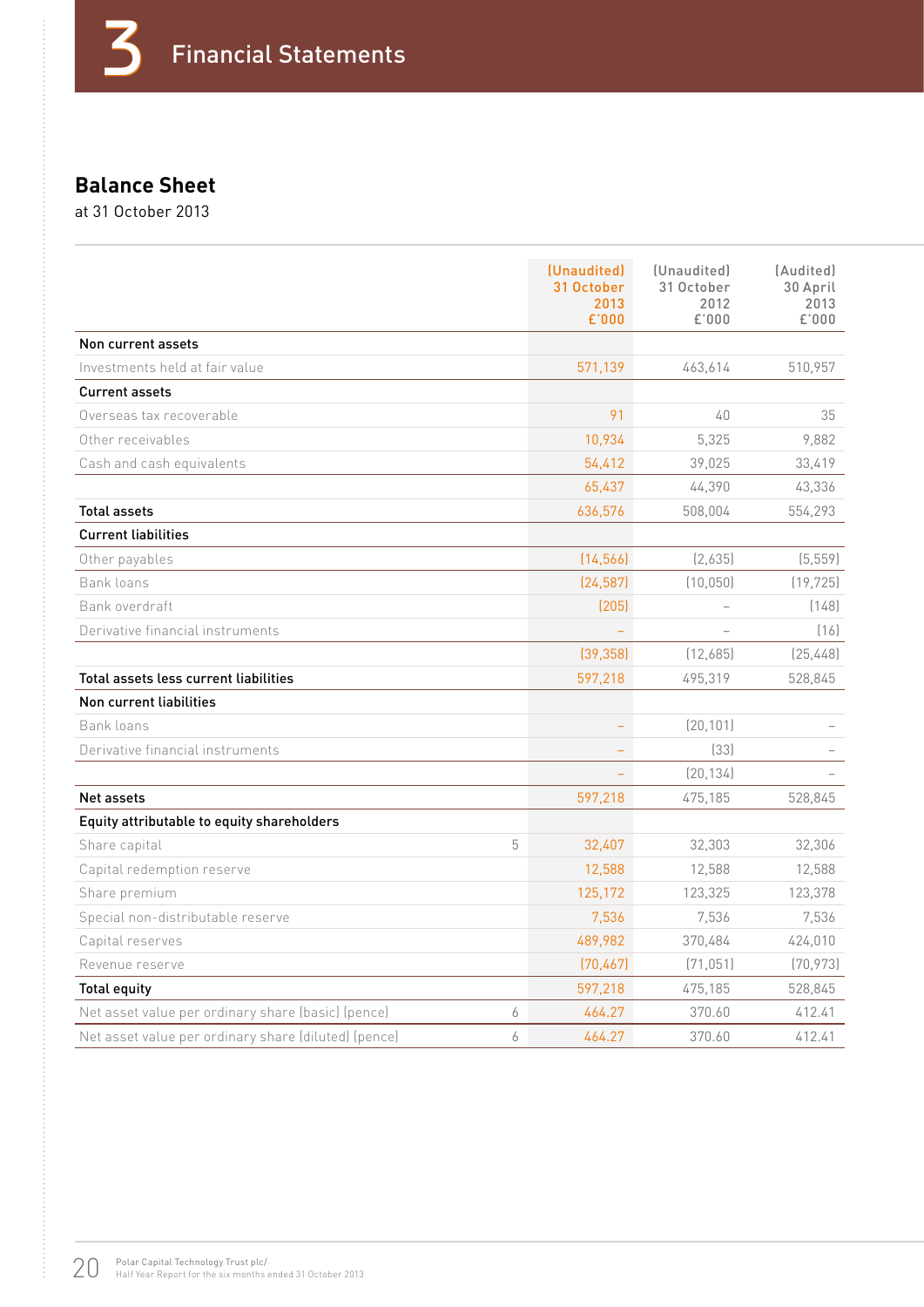# 3 Financial Statements

## Balance Sheet

at 31 October 2013

| | Notes | (Unaudited) 31 October 2013 £'000 | (Unaudited) 31 October 2012 £'000 | (Audited) 30 April 2013 £'000 |
|---|---|---|---|---|
| **Non current assets** | | | | |
| Investments held at fair value | | 571,139 | 463,614 | 510,957 |
| **Current assets** | | | | |
| Overseas tax recoverable | | 91 | 40 | 35 |
| Other receivables | | 10,934 | 5,325 | 9,882 |
| Cash and cash equivalents | | 54,412 | 39,025 | 33,419 |
| | | 65,437 | 44,390 | 43,336 |
| **Total assets** | | 636,576 | 508,004 | 554,293 |
| **Current liabilities** | | | | |
| Other payables | | (14,566) | (2,635) | (5,559) |
| Bank loans | | (24,587) | (10,050) | (19,725) |
| Bank overdraft | | (205) | – | (148) |
| Derivative financial instruments | | – | – | (16) |
| | | (39,358) | (12,685) | (25,448) |
| **Total assets less current liabilities** | | 597,218 | 495,319 | 528,845 |
| **Non current liabilities** | | | | |
| Bank loans | | – | (20,101) | – |
| Derivative financial instruments | | – | (33) | – |
| | | – | (20,134) | – |
| **Net assets** | | 597,218 | 475,185 | 528,845 |
| **Equity attributable to equity shareholders** | | | | |
| Share capital | 5 | 32,407 | 32,303 | 32,306 |
| Capital redemption reserve | | 12,588 | 12,588 | 12,588 |
| Share premium | | 125,172 | 123,325 | 123,378 |
| Special non-distributable reserve | | 7,536 | 7,536 | 7,536 |
| Capital reserves | | 489,982 | 370,484 | 424,010 |
| Revenue reserve | | (70,467) | (71,051) | (70,973) |
| **Total equity** | | 597,218 | 475,185 | 528,845 |
| Net asset value per ordinary share (basic) (pence) | 6 | 464.27 | 370.60 | 412.41 |
| Net asset value per ordinary share (diluted) (pence) | 6 | 464.27 | 370.60 | 412.41 |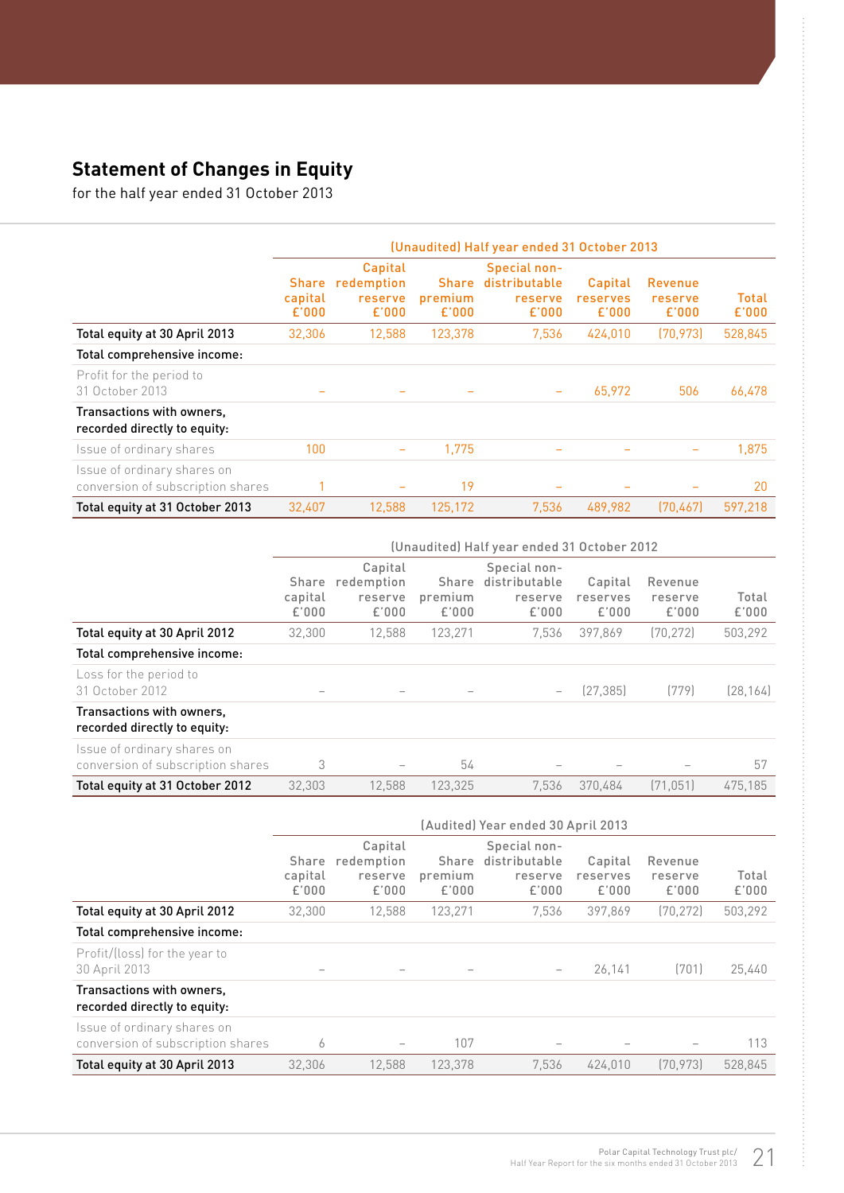## Statement of Changes in Equity

for the half year ended 31 October 2013

| | (Unaudited) Half year ended 31 October 2013 | | | | | | |
|---|---|---|---|---|---|---|---|
| | Share capital £'000 | Capital redemption reserve £'000 | Share premium £'000 | Special non-distributable reserve £'000 | Capital reserves £'000 | Revenue reserve £'000 | Total £'000 |
| **Total equity at 30 April 2013** | 32,306 | 12,588 | 123,378 | 7,536 | 424,010 | (70,973) | 528,845 |
| **Total comprehensive income:** | | | | | | | |
| Profit for the period to 31 October 2013 | – | – | – | – | 65,972 | 506 | 66,478 |
| **Transactions with owners, recorded directly to equity:** | | | | | | | |
| Issue of ordinary shares | 100 | – | 1,775 | – | – | – | 1,875 |
| Issue of ordinary shares on conversion of subscription shares | 1 | – | 19 | – | – | – | 20 |
| **Total equity at 31 October 2013** | 32,407 | 12,588 | 125,172 | 7,536 | 489,982 | (70,467) | 597,218 |

| | (Unaudited) Half year ended 31 October 2012 | | | | | | |
|---|---|---|---|---|---|---|---|
| | Share capital £'000 | Capital redemption reserve £'000 | Share premium £'000 | Special non-distributable reserve £'000 | Capital reserves £'000 | Revenue reserve £'000 | Total £'000 |
| **Total equity at 30 April 2012** | 32,300 | 12,588 | 123,271 | 7,536 | 397,869 | (70,272) | 503,292 |
| **Total comprehensive income:** | | | | | | | |
| Loss for the period to 31 October 2012 | – | – | – | – | (27,385) | (779) | (28,164) |
| **Transactions with owners, recorded directly to equity:** | | | | | | | |
| Issue of ordinary shares on conversion of subscription shares | 3 | – | 54 | – | – | – | 57 |
| **Total equity at 31 October 2012** | 32,303 | 12,588 | 123,325 | 7,536 | 370,484 | (71,051) | 475,185 |

| | (Audited) Year ended 30 April 2013 | | | | | | |
|---|---|---|---|---|---|---|---|
| | Share capital £'000 | Capital redemption reserve £'000 | Share premium £'000 | Special non-distributable reserve £'000 | Capital reserves £'000 | Revenue reserve £'000 | Total £'000 |
| **Total equity at 30 April 2012** | 32,300 | 12,588 | 123,271 | 7,536 | 397,869 | (70,272) | 503,292 |
| **Total comprehensive income:** | | | | | | | |
| Profit/(loss) for the year to 30 April 2013 | – | – | – | – | 26,141 | (701) | 25,440 |
| **Transactions with owners, recorded directly to equity:** | | | | | | | |
| Issue of ordinary shares on conversion of subscription shares | 6 | – | 107 | – | – | – | 113 |
| **Total equity at 30 April 2013** | 32,306 | 12,588 | 123,378 | 7,536 | 424,010 | (70,973) | 528,845 |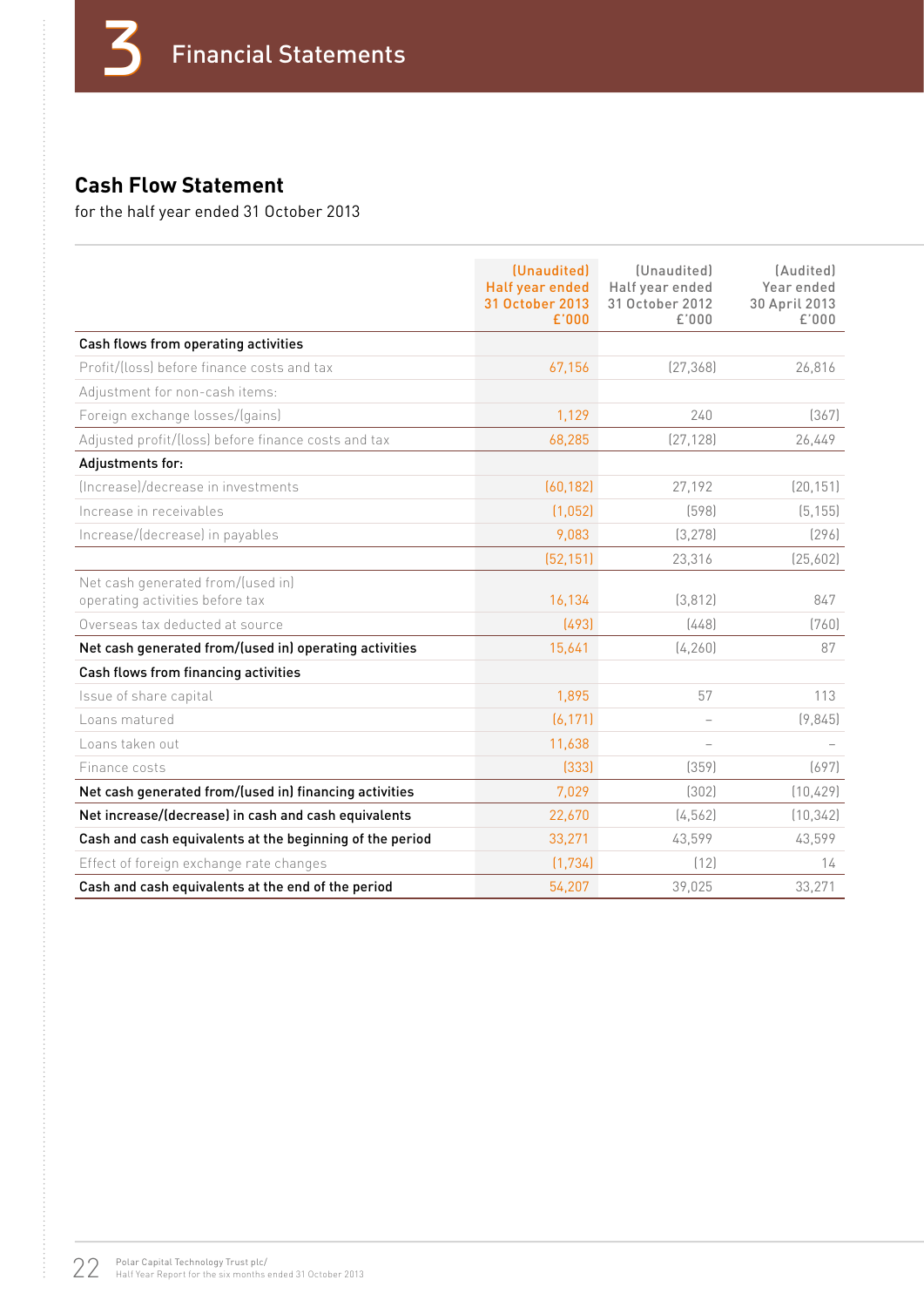# 3 Financial Statements

## Cash Flow Statement

for the half year ended 31 October 2013

| | (Unaudited) Half year ended 31 October 2013 £'000 | (Unaudited) Half year ended 31 October 2012 £'000 | (Audited) Year ended 30 April 2013 £'000 |
|---|---|---|---|
| **Cash flows from operating activities** | | | |
| Profit/(loss) before finance costs and tax | 67,156 | (27,368) | 26,816 |
| Adjustment for non-cash items: | | | |
| Foreign exchange losses/(gains) | 1,129 | 240 | (367) |
| Adjusted profit/(loss) before finance costs and tax | 68,285 | (27,128) | 26,449 |
| **Adjustments for:** | | | |
| (Increase)/decrease in investments | (60,182) | 27,192 | (20,151) |
| Increase in receivables | (1,052) | (598) | (5,155) |
| Increase/(decrease) in payables | 9,083 | (3,278) | (296) |
| | (52,151) | 23,316 | (25,602) |
| Net cash generated from/(used in) operating activities before tax | 16,134 | (3,812) | 847 |
| Overseas tax deducted at source | (493) | (448) | (760) |
| **Net cash generated from/(used in) operating activities** | 15,641 | (4,260) | 87 |
| **Cash flows from financing activities** | | | |
| Issue of share capital | 1,895 | 57 | 113 |
| Loans matured | (6,171) | – | (9,845) |
| Loans taken out | 11,638 | – | – |
| Finance costs | (333) | (359) | (697) |
| **Net cash generated from/(used in) financing activities** | 7,029 | (302) | (10,429) |
| **Net increase/(decrease) in cash and cash equivalents** | 22,670 | (4,562) | (10,342) |
| **Cash and cash equivalents at the beginning of the period** | 33,271 | 43,599 | 43,599 |
| Effect of foreign exchange rate changes | (1,734) | (12) | 14 |
| **Cash and cash equivalents at the end of the period** | 54,207 | 39,025 | 33,271 |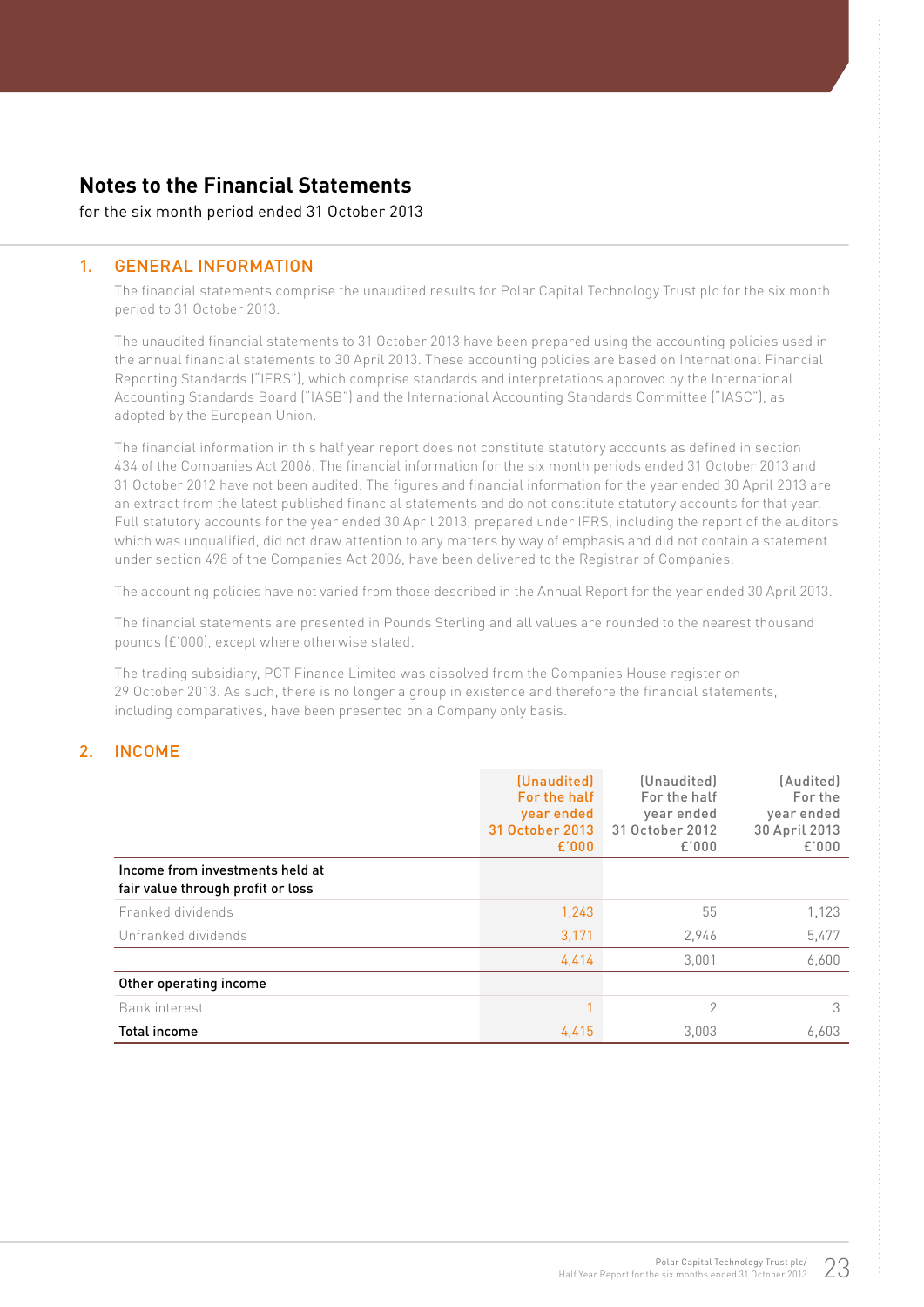# Notes to the Financial Statements

for the six month period ended 31 October 2013

## 1. GENERAL INFORMATION

The financial statements comprise the unaudited results for Polar Capital Technology Trust plc for the six month period to 31 October 2013.

The unaudited financial statements to 31 October 2013 have been prepared using the accounting policies used in the annual financial statements to 30 April 2013. These accounting policies are based on International Financial Reporting Standards ("IFRS"), which comprise standards and interpretations approved by the International Accounting Standards Board ("IASB") and the International Accounting Standards Committee ("IASC"), as adopted by the European Union.

The financial information in this half year report does not constitute statutory accounts as defined in section 434 of the Companies Act 2006. The financial information for the six month periods ended 31 October 2013 and 31 October 2012 have not been audited. The figures and financial information for the year ended 30 April 2013 are an extract from the latest published financial statements and do not constitute statutory accounts for that year. Full statutory accounts for the year ended 30 April 2013, prepared under IFRS, including the report of the auditors which was unqualified, did not draw attention to any matters by way of emphasis and did not contain a statement under section 498 of the Companies Act 2006, have been delivered to the Registrar of Companies.

The accounting policies have not varied from those described in the Annual Report for the year ended 30 April 2013.

The financial statements are presented in Pounds Sterling and all values are rounded to the nearest thousand pounds (£'000), except where otherwise stated.

The trading subsidiary, PCT Finance Limited was dissolved from the Companies House register on 29 October 2013. As such, there is no longer a group in existence and therefore the financial statements, including comparatives, have been presented on a Company only basis.

## 2. INCOME

| | (Unaudited) For the half year ended 31 October 2013 £'000 | (Unaudited) For the half year ended 31 October 2012 £'000 | (Audited) For the year ended 30 April 2013 £'000 |
|---|---|---|---|
| **Income from investments held at fair value through profit or loss** | | | |
| Franked dividends | 1,243 | 55 | 1,123 |
| Unfranked dividends | 3,171 | 2,946 | 5,477 |
| | 4,414 | 3,001 | 6,600 |
| **Other operating income** | | | |
| Bank interest | 1 | 2 | 3 |
| **Total income** | 4,415 | 3,003 | 6,603 |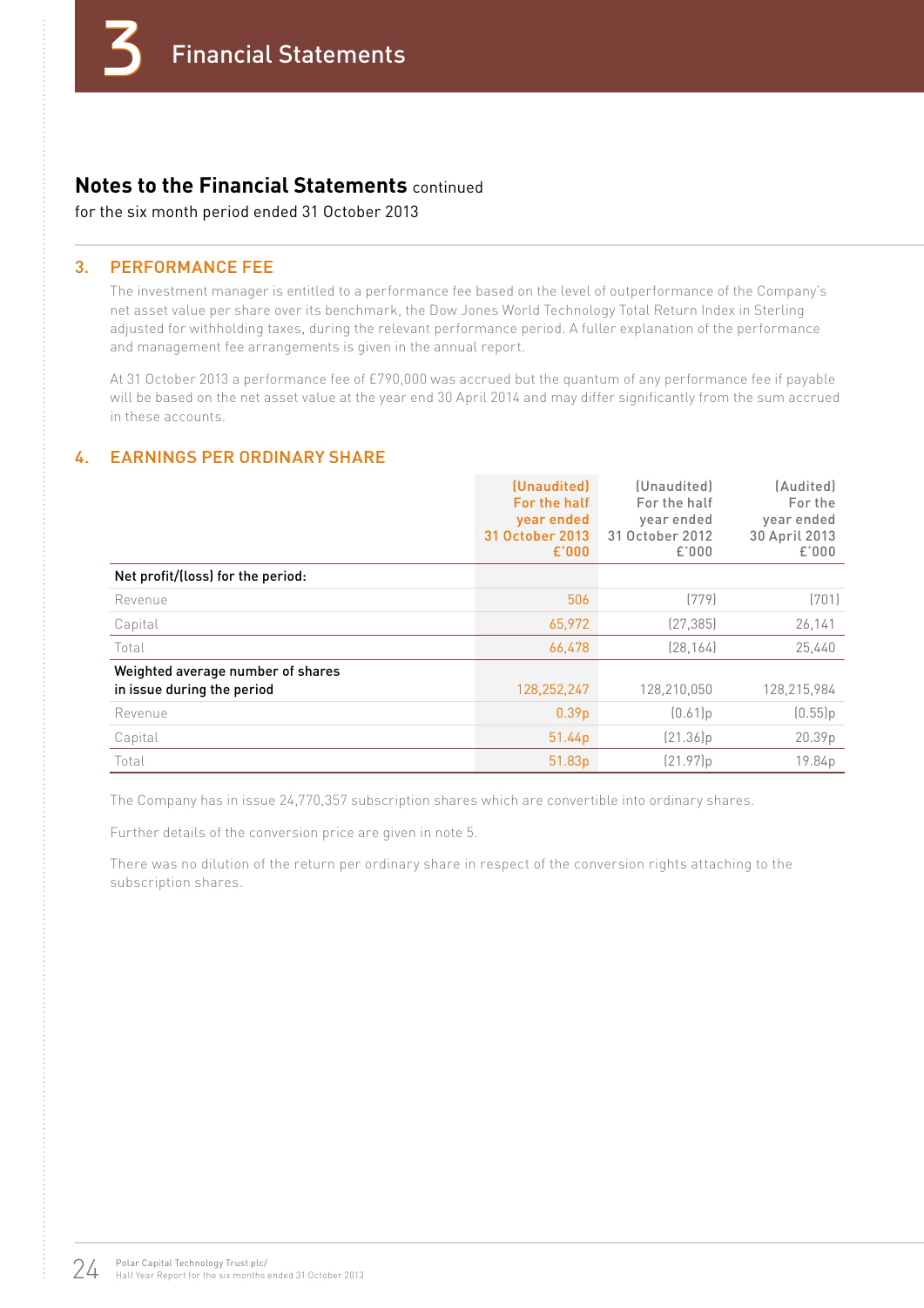## Notes to the Financial Statements continued

for the six month period ended 31 October 2013

### 3. PERFORMANCE FEE

The investment manager is entitled to a performance fee based on the level of outperformance of the Company's net asset value per share over its benchmark, the Dow Jones World Technology Total Return Index in Sterling adjusted for withholding taxes, during the relevant performance period. A fuller explanation of the performance and management fee arrangements is given in the annual report.

At 31 October 2013 a performance fee of £790,000 was accrued but the quantum of any performance fee if payable will be based on the net asset value at the year end 30 April 2014 and may differ significantly from the sum accrued in these accounts.

### 4. EARNINGS PER ORDINARY SHARE

| | (Unaudited) For the half year ended 31 October 2013 £'000 | (Unaudited) For the half year ended 31 October 2012 £'000 | (Audited) For the year ended 30 April 2013 £'000 |
|---|---|---|---|
| **Net profit/(loss) for the period:** | | | |
| Revenue | 506 | (779) | (701) |
| Capital | 65,972 | (27,385) | 26,141 |
| Total | 66,478 | (28,164) | 25,440 |
| **Weighted average number of shares in issue during the period** | 128,252,247 | 128,210,050 | 128,215,984 |
| Revenue | 0.39p | (0.61)p | (0.55)p |
| Capital | 51.44p | (21.36)p | 20.39p |
| Total | 51.83p | (21.97)p | 19.84p |

The Company has in issue 24,770,357 subscription shares which are convertible into ordinary shares.

Further details of the conversion price are given in note 5.

There was no dilution of the return per ordinary share in respect of the conversion rights attaching to the subscription shares.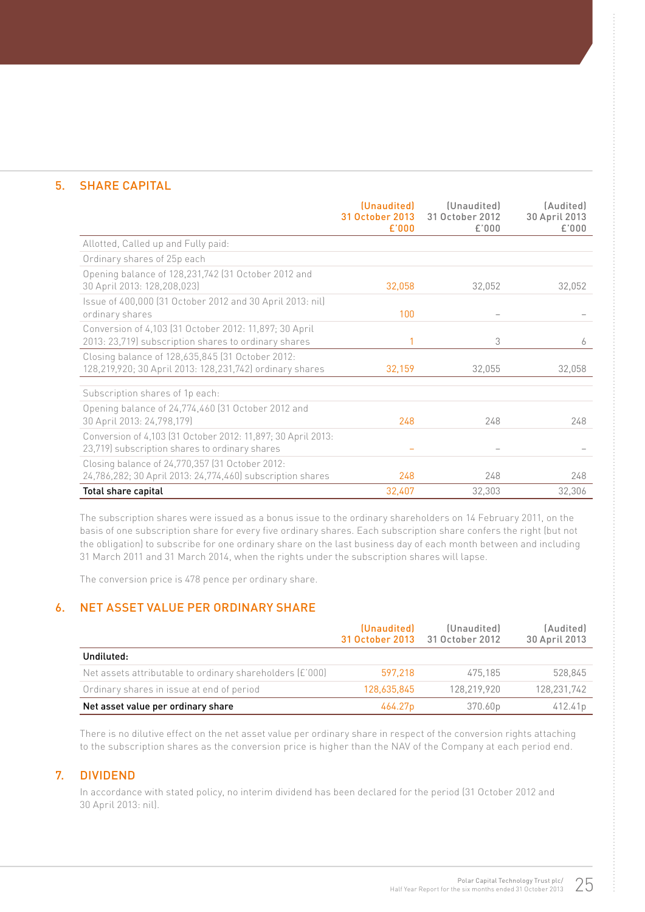## 5. SHARE CAPITAL

| | (Unaudited) 31 October 2013 £'000 | (Unaudited) 31 October 2012 £'000 | (Audited) 30 April 2013 £'000 |
|---|---|---|---|
| Allotted, Called up and Fully paid: | | | |
| Ordinary shares of 25p each | | | |
| Opening balance of 128,231,742 (31 October 2012 and 30 April 2013: 128,208,023) | 32,058 | 32,052 | 32,052 |
| Issue of 400,000 (31 October 2012 and 30 April 2013: nil) ordinary shares | 100 | – | – |
| Conversion of 4,103 (31 October 2012: 11,897; 30 April 2013: 23,719) subscription shares to ordinary shares | 1 | 3 | 6 |
| Closing balance of 128,635,845 (31 October 2012: 128,219,920; 30 April 2013: 128,231,742) ordinary shares | 32,159 | 32,055 | 32,058 |
| Subscription shares of 1p each: | | | |
| Opening balance of 24,774,460 (31 October 2012 and 30 April 2013: 24,798,179) | 248 | 248 | 248 |
| Conversion of 4,103 (31 October 2012: 11,897; 30 April 2013: 23,719) subscription shares to ordinary shares | – | – | – |
| Closing balance of 24,770,357 (31 October 2012: 24,786,282; 30 April 2013: 24,774,460) subscription shares | 248 | 248 | 248 |
| **Total share capital** | 32,407 | 32,303 | 32,306 |

The subscription shares were issued as a bonus issue to the ordinary shareholders on 14 February 2011, on the basis of one subscription share for every five ordinary shares. Each subscription share confers the right (but not the obligation) to subscribe for one ordinary share on the last business day of each month between and including 31 March 2011 and 31 March 2014, when the rights under the subscription shares will lapse.

The conversion price is 478 pence per ordinary share.

## 6. NET ASSET VALUE PER ORDINARY SHARE

| | (Unaudited) 31 October 2013 | (Unaudited) 31 October 2012 | (Audited) 30 April 2013 |
|---|---|---|---|
| **Undiluted:** | | | |
| Net assets attributable to ordinary shareholders (£'000) | 597,218 | 475,185 | 528,845 |
| Ordinary shares in issue at end of period | 128,635,845 | 128,219,920 | 128,231,742 |
| **Net asset value per ordinary share** | 464.27p | 370.60p | 412.41p |

There is no dilutive effect on the net asset value per ordinary share in respect of the conversion rights attaching to the subscription shares as the conversion price is higher than the NAV of the Company at each period end.

## 7. DIVIDEND

In accordance with stated policy, no interim dividend has been declared for the period (31 October 2012 and 30 April 2013: nil).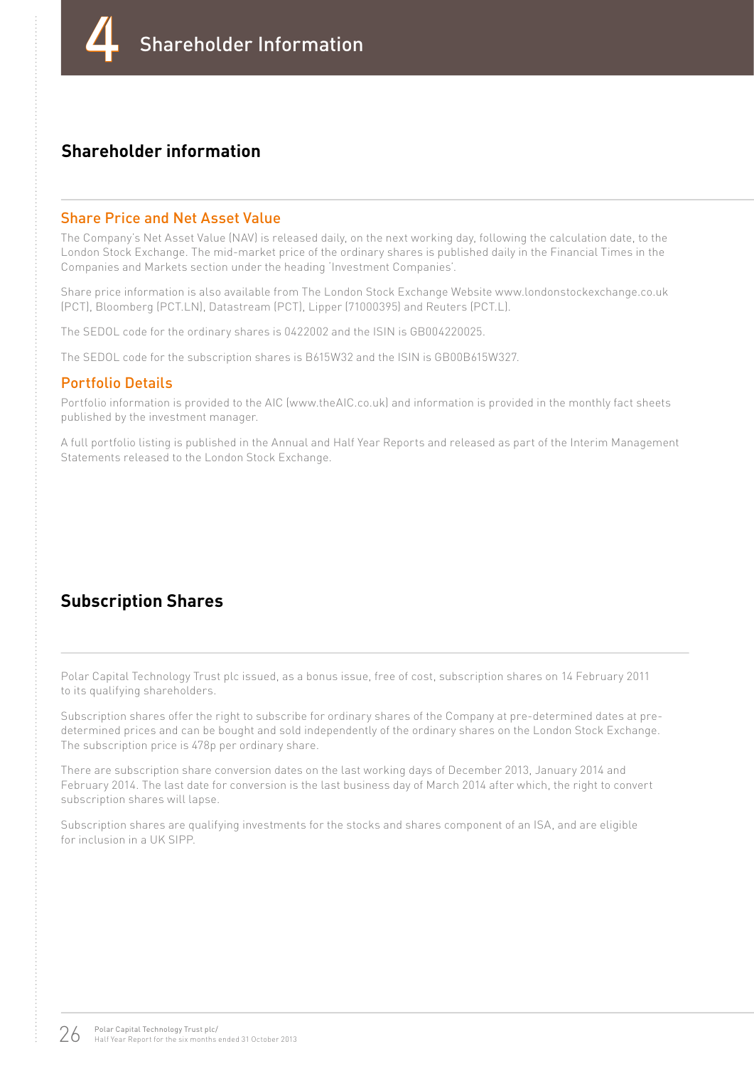# 4 Shareholder Information

## Shareholder information

### Share Price and Net Asset Value

The Company's Net Asset Value (NAV) is released daily, on the next working day, following the calculation date, to the London Stock Exchange. The mid-market price of the ordinary shares is published daily in the Financial Times in the Companies and Markets section under the heading 'Investment Companies'.

Share price information is also available from The London Stock Exchange Website www.londonstockexchange.co.uk (PCT), Bloomberg (PCT.LN), Datastream (PCT), Lipper (71000395) and Reuters (PCT.L).

The SEDOL code for the ordinary shares is 0422002 and the ISIN is GB004220025.

The SEDOL code for the subscription shares is B615W32 and the ISIN is GB00B615W327.

### Portfolio Details

Portfolio information is provided to the AIC (www.theAIC.co.uk) and information is provided in the monthly fact sheets published by the investment manager.

A full portfolio listing is published in the Annual and Half Year Reports and released as part of the Interim Management Statements released to the London Stock Exchange.

## Subscription Shares

Polar Capital Technology Trust plc issued, as a bonus issue, free of cost, subscription shares on 14 February 2011 to its qualifying shareholders.

Subscription shares offer the right to subscribe for ordinary shares of the Company at pre-determined dates at pre-determined prices and can be bought and sold independently of the ordinary shares on the London Stock Exchange. The subscription price is 478p per ordinary share.

There are subscription share conversion dates on the last working days of December 2013, January 2014 and February 2014. The last date for conversion is the last business day of March 2014 after which, the right to convert subscription shares will lapse.

Subscription shares are qualifying investments for the stocks and shares component of an ISA, and are eligible for inclusion in a UK SIPP.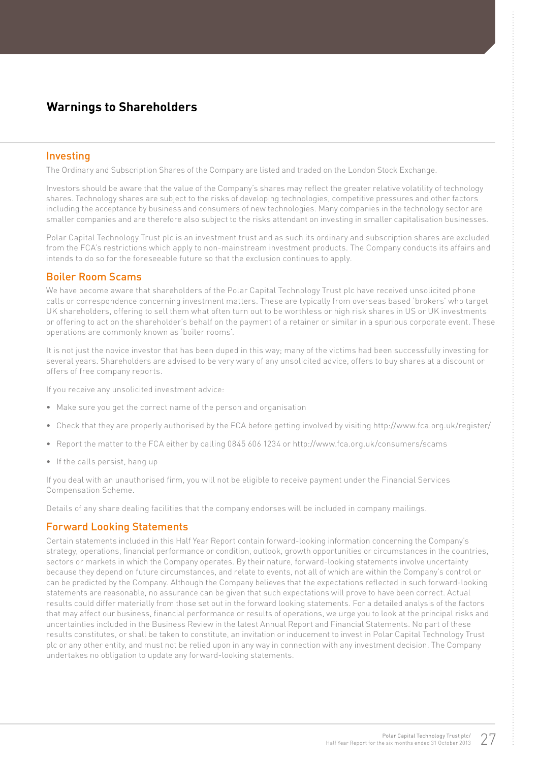# Warnings to Shareholders

## Investing

The Ordinary and Subscription Shares of the Company are listed and traded on the London Stock Exchange.

Investors should be aware that the value of the Company's shares may reflect the greater relative volatility of technology shares. Technology shares are subject to the risks of developing technologies, competitive pressures and other factors including the acceptance by business and consumers of new technologies. Many companies in the technology sector are smaller companies and are therefore also subject to the risks attendant on investing in smaller capitalisation businesses.

Polar Capital Technology Trust plc is an investment trust and as such its ordinary and subscription shares are excluded from the FCA's restrictions which apply to non-mainstream investment products. The Company conducts its affairs and intends to do so for the foreseeable future so that the exclusion continues to apply.

## Boiler Room Scams

We have become aware that shareholders of the Polar Capital Technology Trust plc have received unsolicited phone calls or correspondence concerning investment matters. These are typically from overseas based 'brokers' who target UK shareholders, offering to sell them what often turn out to be worthless or high risk shares in US or UK investments or offering to act on the shareholder's behalf on the payment of a retainer or similar in a spurious corporate event. These operations are commonly known as 'boiler rooms'.

It is not just the novice investor that has been duped in this way; many of the victims had been successfully investing for several years. Shareholders are advised to be very wary of any unsolicited advice, offers to buy shares at a discount or offers of free company reports.

If you receive any unsolicited investment advice:

- Make sure you get the correct name of the person and organisation
- Check that they are properly authorised by the FCA before getting involved by visiting http://www.fca.org.uk/register/
- Report the matter to the FCA either by calling 0845 606 1234 or http://www.fca.org.uk/consumers/scams
- If the calls persist, hang up

If you deal with an unauthorised firm, you will not be eligible to receive payment under the Financial Services Compensation Scheme.

Details of any share dealing facilities that the company endorses will be included in company mailings.

## Forward Looking Statements

Certain statements included in this Half Year Report contain forward-looking information concerning the Company's strategy, operations, financial performance or condition, outlook, growth opportunities or circumstances in the countries, sectors or markets in which the Company operates. By their nature, forward-looking statements involve uncertainty because they depend on future circumstances, and relate to events, not all of which are within the Company's control or can be predicted by the Company. Although the Company believes that the expectations reflected in such forward-looking statements are reasonable, no assurance can be given that such expectations will prove to have been correct. Actual results could differ materially from those set out in the forward looking statements. For a detailed analysis of the factors that may affect our business, financial performance or results of operations, we urge you to look at the principal risks and uncertainties included in the Business Review in the latest Annual Report and Financial Statements. No part of these results constitutes, or shall be taken to constitute, an invitation or inducement to invest in Polar Capital Technology Trust plc or any other entity, and must not be relied upon in any way in connection with any investment decision. The Company undertakes no obligation to update any forward-looking statements.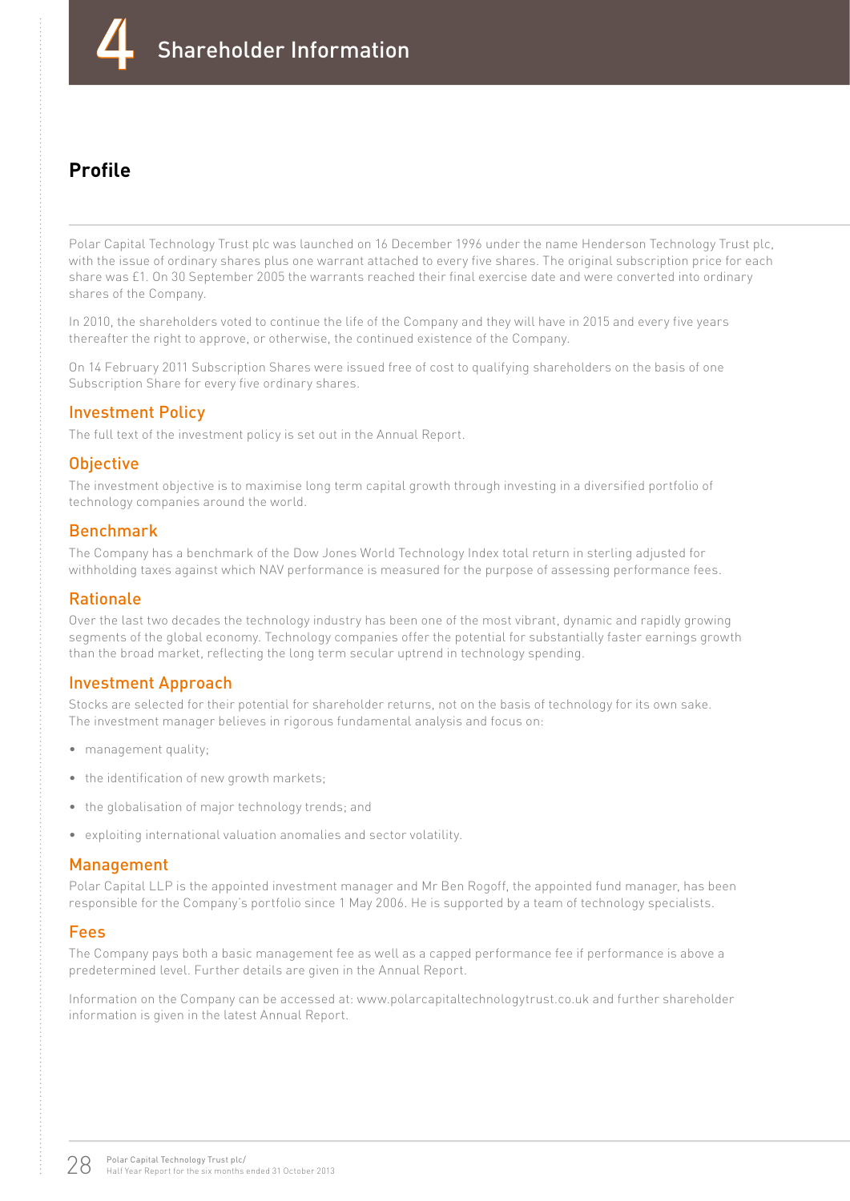# 4 Shareholder Information

## Profile

Polar Capital Technology Trust plc was launched on 16 December 1996 under the name Henderson Technology Trust plc, with the issue of ordinary shares plus one warrant attached to every five shares. The original subscription price for each share was £1. On 30 September 2005 the warrants reached their final exercise date and were converted into ordinary shares of the Company.

In 2010, the shareholders voted to continue the life of the Company and they will have in 2015 and every five years thereafter the right to approve, or otherwise, the continued existence of the Company.

On 14 February 2011 Subscription Shares were issued free of cost to qualifying shareholders on the basis of one Subscription Share for every five ordinary shares.

### Investment Policy

The full text of the investment policy is set out in the Annual Report.

### Objective

The investment objective is to maximise long term capital growth through investing in a diversified portfolio of technology companies around the world.

### Benchmark

The Company has a benchmark of the Dow Jones World Technology Index total return in sterling adjusted for withholding taxes against which NAV performance is measured for the purpose of assessing performance fees.

### Rationale

Over the last two decades the technology industry has been one of the most vibrant, dynamic and rapidly growing segments of the global economy. Technology companies offer the potential for substantially faster earnings growth than the broad market, reflecting the long term secular uptrend in technology spending.

### Investment Approach

Stocks are selected for their potential for shareholder returns, not on the basis of technology for its own sake. The investment manager believes in rigorous fundamental analysis and focus on:

- management quality;
- the identification of new growth markets;
- the globalisation of major technology trends; and
- exploiting international valuation anomalies and sector volatility.

### Management

Polar Capital LLP is the appointed investment manager and Mr Ben Rogoff, the appointed fund manager, has been responsible for the Company's portfolio since 1 May 2006. He is supported by a team of technology specialists.

### Fees

The Company pays both a basic management fee as well as a capped performance fee if performance is above a predetermined level. Further details are given in the Annual Report.

Information on the Company can be accessed at: www.polarcapitaltechnologytrust.co.uk and further shareholder information is given in the latest Annual Report.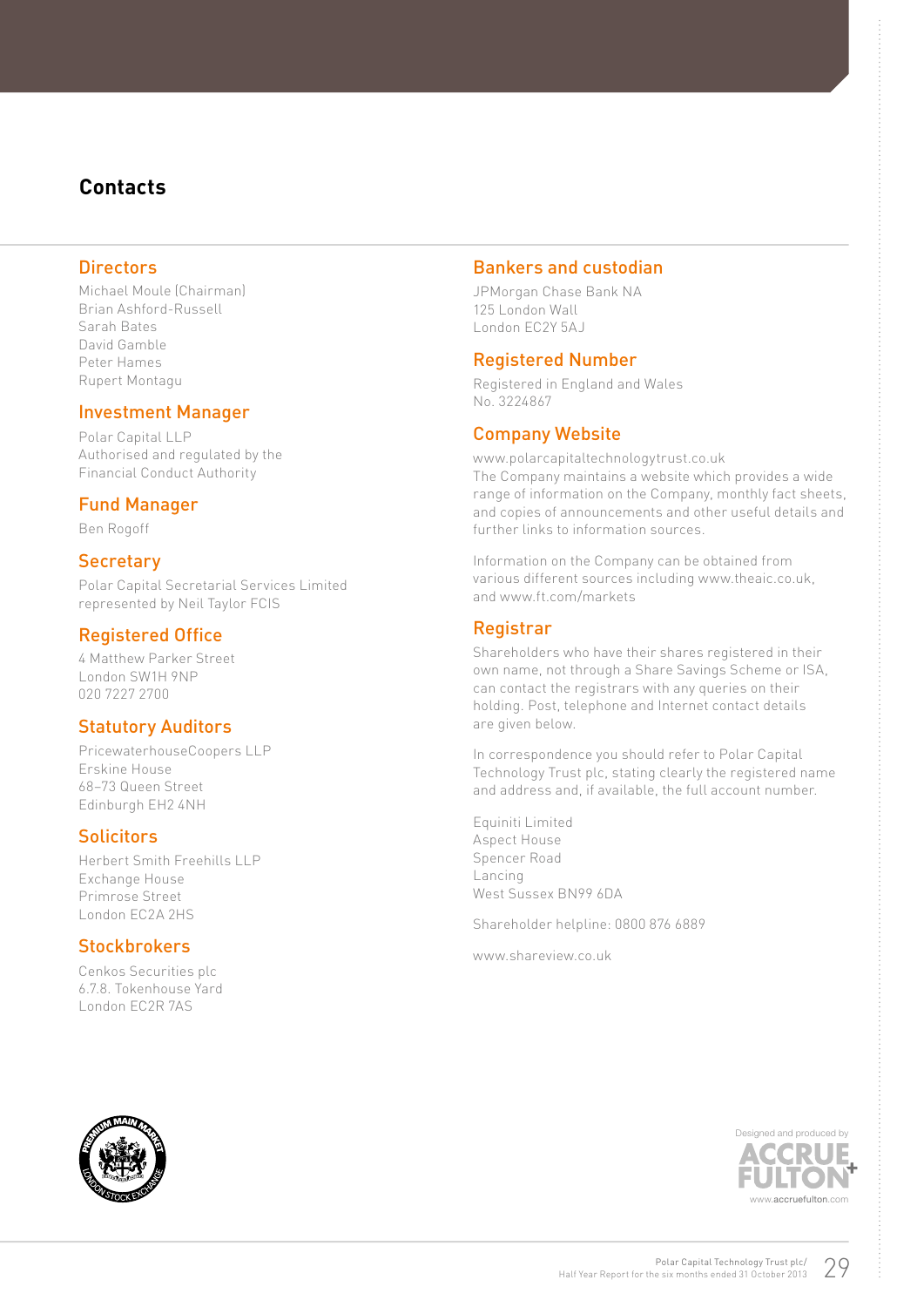# Contacts

## Directors

Michael Moule (Chairman)
Brian Ashford-Russell
Sarah Bates
David Gamble
Peter Hames
Rupert Montagu

## Investment Manager

Polar Capital LLP
Authorised and regulated by the Financial Conduct Authority

## Fund Manager

Ben Rogoff

## Secretary

Polar Capital Secretarial Services Limited
represented by Neil Taylor FCIS

## Registered Office

4 Matthew Parker Street
London SW1H 9NP
020 7227 2700

## Statutory Auditors

PricewaterhouseCoopers LLP
Erskine House
68–73 Queen Street
Edinburgh EH2 4NH

## Solicitors

Herbert Smith Freehills LLP
Exchange House
Primrose Street
London EC2A 2HS

## Stockbrokers

Cenkos Securities plc
6.7.8. Tokenhouse Yard
London EC2R 7AS

## Bankers and custodian

JPMorgan Chase Bank NA
125 London Wall
London EC2Y 5AJ

## Registered Number

Registered in England and Wales
No. 3224867

## Company Website

www.polarcapitaltechnologytrust.co.uk
The Company maintains a website which provides a wide range of information on the Company, monthly fact sheets, and copies of announcements and other useful details and further links to information sources.

Information on the Company can be obtained from various different sources including www.theaic.co.uk, and www.ft.com/markets

## Registrar

Shareholders who have their shares registered in their own name, not through a Share Savings Scheme or ISA, can contact the registrars with any queries on their holding. Post, telephone and Internet contact details are given below.

In correspondence you should refer to Polar Capital Technology Trust plc, stating clearly the registered name and address and, if available, the full account number.

Equiniti Limited
Aspect House
Spencer Road
Lancing
West Sussex BN99 6DA

Shareholder helpline: 0800 876 6889

www.shareview.co.uk

Designed and produced by ACCRUE FULTON
www.accruefulton.com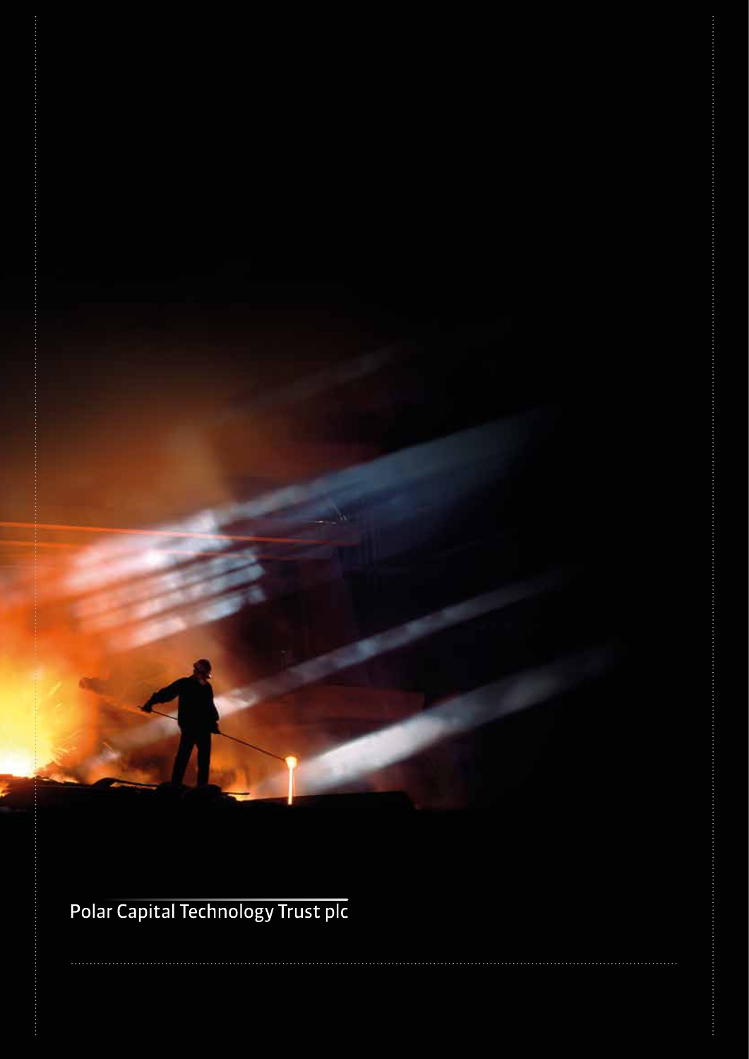Polar Capital Technology Trust plc